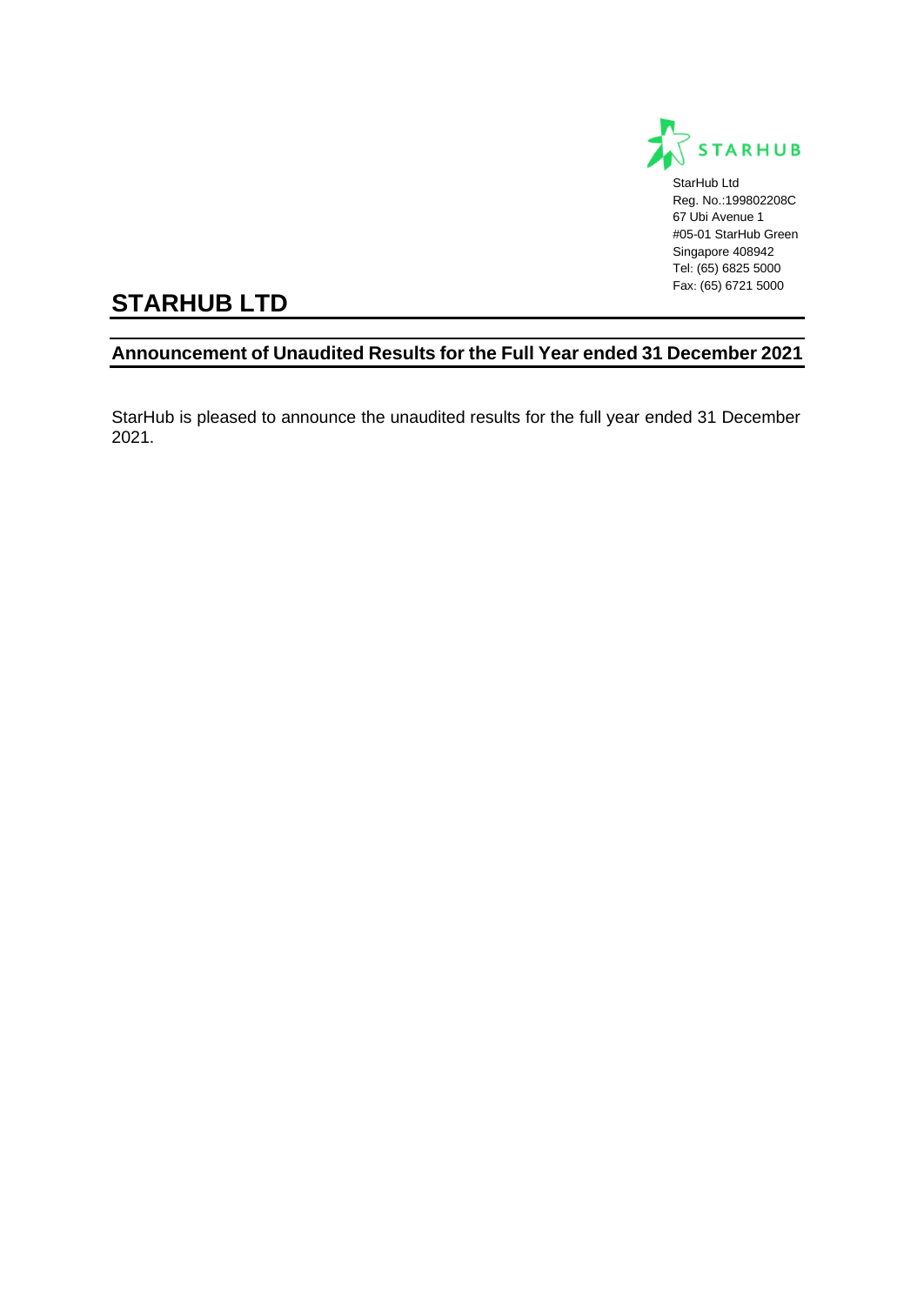StarHub Ltd
Reg. No.:199802208C
67 Ubi Avenue 1
#05-01 StarHub Green
Singapore 408942
Tel: (65) 6825 5000
Fax: (65) 6721 5000

# STARHUB LTD

## Announcement of Unaudited Results for the Full Year ended 31 December 2021

StarHub is pleased to announce the unaudited results for the full year ended 31 December 2021.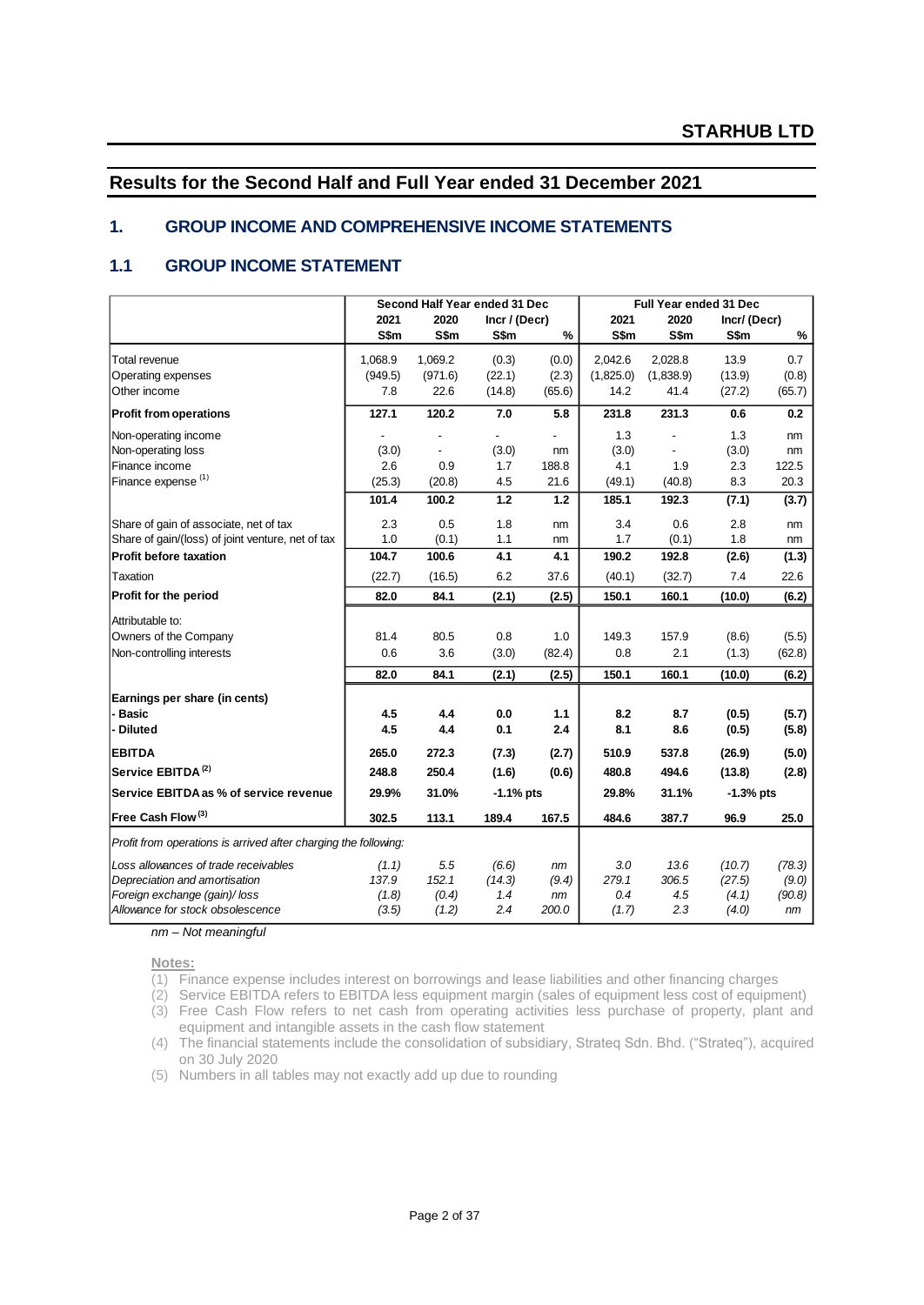## STARHUB LTD

# Results for the Second Half and Full Year ended 31 December 2021

## 1. GROUP INCOME AND COMPREHENSIVE INCOME STATEMENTS

### 1.1 GROUP INCOME STATEMENT

| | Second Half Year ended 31 Dec | | | | Full Year ended 31 Dec | | | |
|---|---|---|---|---|---|---|---|---|
| | 2021 | 2020 | Incr / (Decr) | | 2021 | 2020 | Incr/ (Decr) | |
| | S$m | S$m | S$m | % | S$m | S$m | S$m | % |
| Total revenue | 1,068.9 | 1,069.2 | (0.3) | (0.0) | 2,042.6 | 2,028.8 | 13.9 | 0.7 |
| Operating expenses | (949.5) | (971.6) | (22.1) | (2.3) | (1,825.0) | (1,838.9) | (13.9) | (0.8) |
| Other income | 7.8 | 22.6 | (14.8) | (65.6) | 14.2 | 41.4 | (27.2) | (65.7) |
| **Profit from operations** | **127.1** | **120.2** | **7.0** | **5.8** | **231.8** | **231.3** | **0.6** | **0.2** |
| Non-operating income | - | - | - | - | 1.3 | - | 1.3 | nm |
| Non-operating loss | (3.0) | - | (3.0) | nm | (3.0) | - | (3.0) | nm |
| Finance income | 2.6 | 0.9 | 1.7 | 188.8 | 4.1 | 1.9 | 2.3 | 122.5 |
| Finance expense [(1)] | (25.3) | (20.8) | 4.5 | 21.6 | (49.1) | (40.8) | 8.3 | 20.3 |
| | **101.4** | **100.2** | **1.2** | **1.2** | **185.1** | **192.3** | **(7.1)** | **(3.7)** |
| Share of gain of associate, net of tax | 2.3 | 0.5 | 1.8 | nm | 3.4 | 0.6 | 2.8 | nm |
| Share of gain/(loss) of joint venture, net of tax | 1.0 | (0.1) | 1.1 | nm | 1.7 | (0.1) | 1.8 | nm |
| **Profit before taxation** | **104.7** | **100.6** | **4.1** | **4.1** | **190.2** | **192.8** | **(2.6)** | **(1.3)** |
| Taxation | (22.7) | (16.5) | 6.2 | 37.6 | (40.1) | (32.7) | 7.4 | 22.6 |
| **Profit for the period** | **82.0** | **84.1** | **(2.1)** | **(2.5)** | **150.1** | **160.1** | **(10.0)** | **(6.2)** |
| Attributable to: | | | | | | | | |
| Owners of the Company | 81.4 | 80.5 | 0.8 | 1.0 | 149.3 | 157.9 | (8.6) | (5.5) |
| Non-controlling interests | 0.6 | 3.6 | (3.0) | (82.4) | 0.8 | 2.1 | (1.3) | (62.8) |
| | **82.0** | **84.1** | **(2.1)** | **(2.5)** | **150.1** | **160.1** | **(10.0)** | **(6.2)** |
| **Earnings per share (in cents)** | | | | | | | | |
| **- Basic** | **4.5** | **4.4** | **0.0** | **1.1** | **8.2** | **8.7** | **(0.5)** | **(5.7)** |
| **- Diluted** | **4.5** | **4.4** | **0.1** | **2.4** | **8.1** | **8.6** | **(0.5)** | **(5.8)** |
| **EBITDA** | **265.0** | **272.3** | **(7.3)** | **(2.7)** | **510.9** | **537.8** | **(26.9)** | **(5.0)** |
| **Service EBITDA [(2)]** | **248.8** | **250.4** | **(1.6)** | **(0.6)** | **480.8** | **494.6** | **(13.8)** | **(2.8)** |
| **Service EBITDA as % of service revenue** | **29.9%** | **31.0%** | **-1.1% pts** | | **29.8%** | **31.1%** | **-1.3% pts** | |
| **Free Cash Flow [(3)]** | **302.5** | **113.1** | **189.4** | **167.5** | **484.6** | **387.7** | **96.9** | **25.0** |
| *Profit from operations is arrived after charging the following:* | | | | | | | | |
| *Loss allowances of trade receivables* | *(1.1)* | *5.5* | *(6.6)* | *nm* | *3.0* | *13.6* | *(10.7)* | *(78.3)* |
| *Depreciation and amortisation* | *137.9* | *152.1* | *(14.3)* | *(9.4)* | *279.1* | *306.5* | *(27.5)* | *(9.0)* |
| *Foreign exchange (gain)/ loss* | *(1.8)* | *(0.4)* | *1.4* | *nm* | *0.4* | *4.5* | *(4.1)* | *(90.8)* |
| *Allowance for stock obsolescence* | *(3.5)* | *(1.2)* | *2.4* | *200.0* | *(1.7)* | *2.3* | *(4.0)* | *nm* |

*nm – Not meaningful*

**Notes:**

(1) Finance expense includes interest on borrowings and lease liabilities and other financing charges
(2) Service EBITDA refers to EBITDA less equipment margin (sales of equipment less cost of equipment)
(3) Free Cash Flow refers to net cash from operating activities less purchase of property, plant and equipment and intangible assets in the cash flow statement
(4) The financial statements include the consolidation of subsidiary, Strateq Sdn. Bhd. ("Strateq"), acquired on 30 July 2020
(5) Numbers in all tables may not exactly add up due to rounding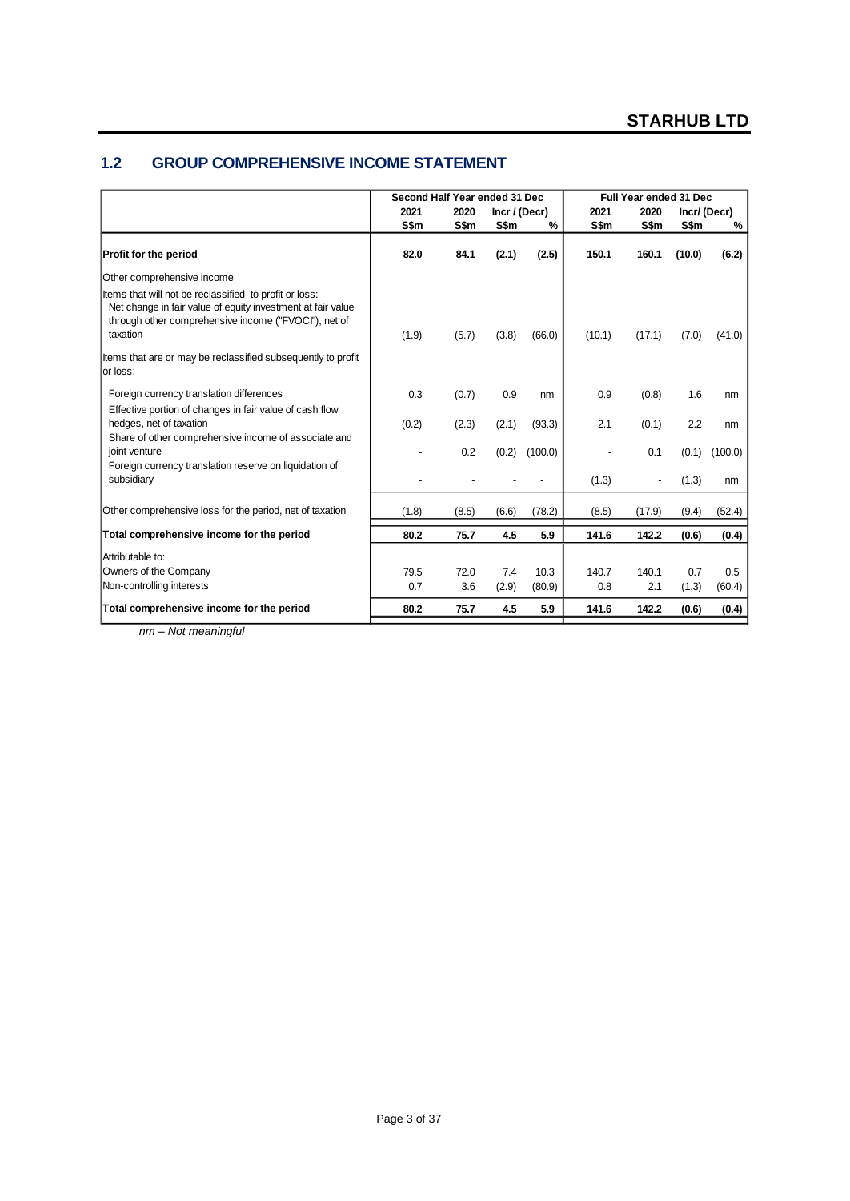## 1.2 GROUP COMPREHENSIVE INCOME STATEMENT

| | Second Half Year ended 31 Dec | | | | Full Year ended 31 Dec | | | |
|---|---|---|---|---|---|---|---|---|
| | 2021 | 2020 | Incr / (Decr) | | 2021 | 2020 | Incr/ (Decr) | |
| | S$m | S$m | S$m | % | S$m | S$m | S$m | % |
| **Profit for the period** | **82.0** | **84.1** | **(2.1)** | **(2.5)** | **150.1** | **160.1** | **(10.0)** | **(6.2)** |
| Other comprehensive income | | | | | | | | |
| Items that will not be reclassified to profit or loss: Net change in fair value of equity investment at fair value through other comprehensive income ("FVOCI"), net of taxation | (1.9) | (5.7) | (3.8) | (66.0) | (10.1) | (17.1) | (7.0) | (41.0) |
| Items that are or may be reclassified subsequently to profit or loss: | | | | | | | | |
| Foreign currency translation differences | 0.3 | (0.7) | 0.9 | nm | 0.9 | (0.8) | 1.6 | nm |
| Effective portion of changes in fair value of cash flow hedges, net of taxation | (0.2) | (2.3) | (2.1) | (93.3) | 2.1 | (0.1) | 2.2 | nm |
| Share of other comprehensive income of associate and joint venture | - | 0.2 | (0.2) | (100.0) | - | 0.1 | (0.1) | (100.0) |
| Foreign currency translation reserve on liquidation of subsidiary | - | - | - | - | (1.3) | - | (1.3) | nm |
| Other comprehensive loss for the period, net of taxation | (1.8) | (8.5) | (6.6) | (78.2) | (8.5) | (17.9) | (9.4) | (52.4) |
| **Total comprehensive income for the period** | **80.2** | **75.7** | **4.5** | **5.9** | **141.6** | **142.2** | **(0.6)** | **(0.4)** |
| Attributable to: | | | | | | | | |
| Owners of the Company | 79.5 | 72.0 | 7.4 | 10.3 | 140.7 | 140.1 | 0.7 | 0.5 |
| Non-controlling interests | 0.7 | 3.6 | (2.9) | (80.9) | 0.8 | 2.1 | (1.3) | (60.4) |
| **Total comprehensive income for the period** | **80.2** | **75.7** | **4.5** | **5.9** | **141.6** | **142.2** | **(0.6)** | **(0.4)** |

*nm – Not meaningful*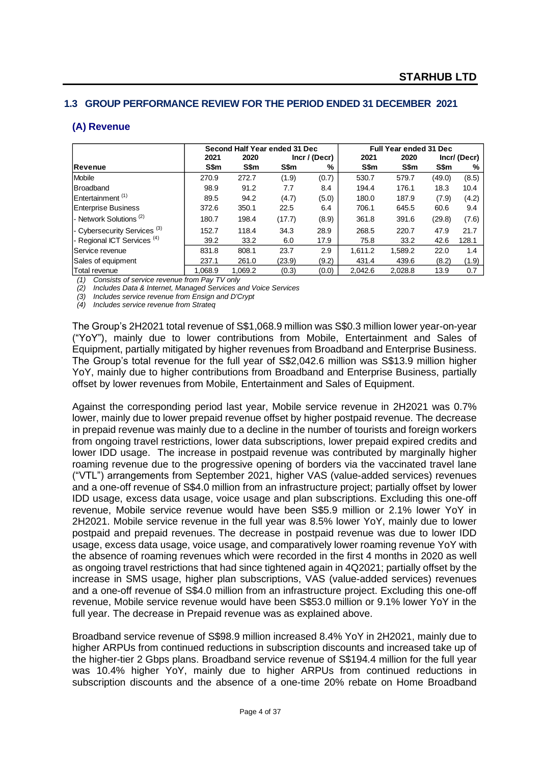## 1.3 GROUP PERFORMANCE REVIEW FOR THE PERIOD ENDED 31 DECEMBER 2021

### (A) Revenue

| | Second Half Year ended 31 Dec | | | | Full Year ended 31 Dec | | | |
|---|---|---|---|---|---|---|---|---|
| | 2021 | 2020 | Incr / (Decr) | | 2021 | 2020 | Incr/ (Decr) | |
| **Revenue** | S$m | S$m | S$m | % | S$m | S$m | S$m | % |
| Mobile | 270.9 | 272.7 | (1.9) | (0.7) | 530.7 | 579.7 | (49.0) | (8.5) |
| Broadband | 98.9 | 91.2 | 7.7 | 8.4 | 194.4 | 176.1 | 18.3 | 10.4 |
| Entertainment [1] | 89.5 | 94.2 | (4.7) | (5.0) | 180.0 | 187.9 | (7.9) | (4.2) |
| Enterprise Business | 372.6 | 350.1 | 22.5 | 6.4 | 706.1 | 645.5 | 60.6 | 9.4 |
| - Network Solutions [2] | 180.7 | 198.4 | (17.7) | (8.9) | 361.8 | 391.6 | (29.8) | (7.6) |
| - Cybersecurity Services [3] | 152.7 | 118.4 | 34.3 | 28.9 | 268.5 | 220.7 | 47.9 | 21.7 |
| - Regional ICT Services [4] | 39.2 | 33.2 | 6.0 | 17.9 | 75.8 | 33.2 | 42.6 | 128.1 |
| Service revenue | 831.8 | 808.1 | 23.7 | 2.9 | 1,611.2 | 1,589.2 | 22.0 | 1.4 |
| Sales of equipment | 237.1 | 261.0 | (23.9) | (9.2) | 431.4 | 439.6 | (8.2) | (1.9) |
| Total revenue | 1,068.9 | 1,069.2 | (0.3) | (0.0) | 2,042.6 | 2,028.8 | 13.9 | 0.7 |

*(1) Consists of service revenue from Pay TV only*
*(2) Includes Data & Internet, Managed Services and Voice Services*
*(3) Includes service revenue from Ensign and D'Crypt*
*(4) Includes service revenue from Strateq*

The Group's 2H2021 total revenue of S$1,068.9 million was S$0.3 million lower year-on-year ("YoY"), mainly due to lower contributions from Mobile, Entertainment and Sales of Equipment, partially mitigated by higher revenues from Broadband and Enterprise Business. The Group's total revenue for the full year of S$2,042.6 million was S$13.9 million higher YoY, mainly due to higher contributions from Broadband and Enterprise Business, partially offset by lower revenues from Mobile, Entertainment and Sales of Equipment.

Against the corresponding period last year, Mobile service revenue in 2H2021 was 0.7% lower, mainly due to lower prepaid revenue offset by higher postpaid revenue. The decrease in prepaid revenue was mainly due to a decline in the number of tourists and foreign workers from ongoing travel restrictions, lower data subscriptions, lower prepaid expired credits and lower IDD usage. The increase in postpaid revenue was contributed by marginally higher roaming revenue due to the progressive opening of borders via the vaccinated travel lane ("VTL") arrangements from September 2021, higher VAS (value-added services) revenues and a one-off revenue of S$4.0 million from an infrastructure project; partially offset by lower IDD usage, excess data usage, voice usage and plan subscriptions. Excluding this one-off revenue, Mobile service revenue would have been S$5.9 million or 2.1% lower YoY in 2H2021. Mobile service revenue in the full year was 8.5% lower YoY, mainly due to lower postpaid and prepaid revenues. The decrease in postpaid revenue was due to lower IDD usage, excess data usage, voice usage, and comparatively lower roaming revenue YoY with the absence of roaming revenues which were recorded in the first 4 months in 2020 as well as ongoing travel restrictions that had since tightened again in 4Q2021; partially offset by the increase in SMS usage, higher plan subscriptions, VAS (value-added services) revenues and a one-off revenue of S$4.0 million from an infrastructure project. Excluding this one-off revenue, Mobile service revenue would have been S$53.0 million or 9.1% lower YoY in the full year. The decrease in Prepaid revenue was as explained above.

Broadband service revenue of S$98.9 million increased 8.4% YoY in 2H2021, mainly due to higher ARPUs from continued reductions in subscription discounts and increased take up of the higher-tier 2 Gbps plans. Broadband service revenue of S$194.4 million for the full year was 10.4% higher YoY, mainly due to higher ARPUs from continued reductions in subscription discounts and the absence of a one-time 20% rebate on Home Broadband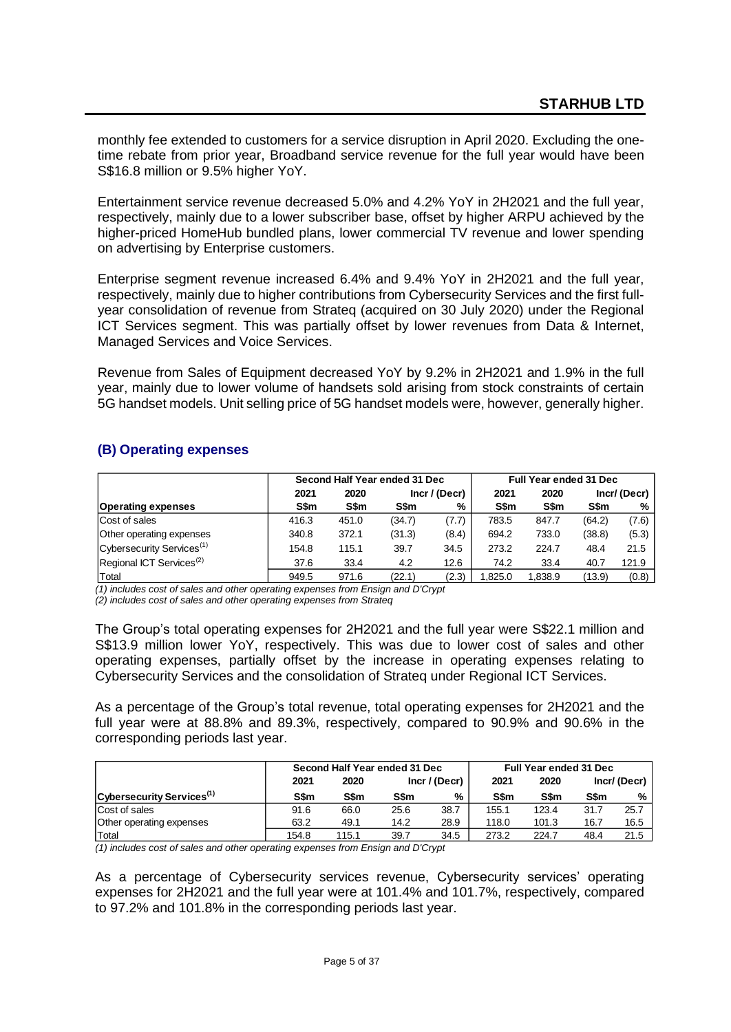monthly fee extended to customers for a service disruption in April 2020. Excluding the one-time rebate from prior year, Broadband service revenue for the full year would have been S$16.8 million or 9.5% higher YoY.

Entertainment service revenue decreased 5.0% and 4.2% YoY in 2H2021 and the full year, respectively, mainly due to a lower subscriber base, offset by higher ARPU achieved by the higher-priced HomeHub bundled plans, lower commercial TV revenue and lower spending on advertising by Enterprise customers.

Enterprise segment revenue increased 6.4% and 9.4% YoY in 2H2021 and the full year, respectively, mainly due to higher contributions from Cybersecurity Services and the first full-year consolidation of revenue from Strateq (acquired on 30 July 2020) under the Regional ICT Services segment. This was partially offset by lower revenues from Data & Internet, Managed Services and Voice Services.

Revenue from Sales of Equipment decreased YoY by 9.2% in 2H2021 and 1.9% in the full year, mainly due to lower volume of handsets sold arising from stock constraints of certain 5G handset models. Unit selling price of 5G handset models were, however, generally higher.

## (B) Operating expenses

| | Second Half Year ended 31 Dec | | | | Full Year ended 31 Dec | | | |
|---|---|---|---|---|---|---|---|---|
| | 2021 | 2020 | Incr / (Decr) | | 2021 | 2020 | Incr/ (Decr) | |
| **Operating expenses** | S$m | S$m | S$m | % | S$m | S$m | S$m | % |
| Cost of sales | 416.3 | 451.0 | (34.7) | (7.7) | 783.5 | 847.7 | (64.2) | (7.6) |
| Other operating expenses | 340.8 | 372.1 | (31.3) | (8.4) | 694.2 | 733.0 | (38.8) | (5.3) |
| Cybersecurity Services[(1)] | 154.8 | 115.1 | 39.7 | 34.5 | 273.2 | 224.7 | 48.4 | 21.5 |
| Regional ICT Services[(2)] | 37.6 | 33.4 | 4.2 | 12.6 | 74.2 | 33.4 | 40.7 | 121.9 |
| Total | 949.5 | 971.6 | (22.1) | (2.3) | 1,825.0 | 1,838.9 | (13.9) | (0.8) |

*(1) includes cost of sales and other operating expenses from Ensign and D'Crypt*
*(2) includes cost of sales and other operating expenses from Strateq*

The Group's total operating expenses for 2H2021 and the full year were S$22.1 million and S$13.9 million lower YoY, respectively. This was due to lower cost of sales and other operating expenses, partially offset by the increase in operating expenses relating to Cybersecurity Services and the consolidation of Strateq under Regional ICT Services.

As a percentage of the Group's total revenue, total operating expenses for 2H2021 and the full year were at 88.8% and 89.3%, respectively, compared to 90.9% and 90.6% in the corresponding periods last year.

| | Second Half Year ended 31 Dec | | | | Full Year ended 31 Dec | | | |
|---|---|---|---|---|---|---|---|---|
| | 2021 | 2020 | Incr / (Decr) | | 2021 | 2020 | Incr/ (Decr) | |
| **Cybersecurity Services[(1)]** | S$m | S$m | S$m | % | S$m | S$m | S$m | % |
| Cost of sales | 91.6 | 66.0 | 25.6 | 38.7 | 155.1 | 123.4 | 31.7 | 25.7 |
| Other operating expenses | 63.2 | 49.1 | 14.2 | 28.9 | 118.0 | 101.3 | 16.7 | 16.5 |
| Total | 154.8 | 115.1 | 39.7 | 34.5 | 273.2 | 224.7 | 48.4 | 21.5 |

*(1) includes cost of sales and other operating expenses from Ensign and D'Crypt*

As a percentage of Cybersecurity services revenue, Cybersecurity services' operating expenses for 2H2021 and the full year were at 101.4% and 101.7%, respectively, compared to 97.2% and 101.8% in the corresponding periods last year.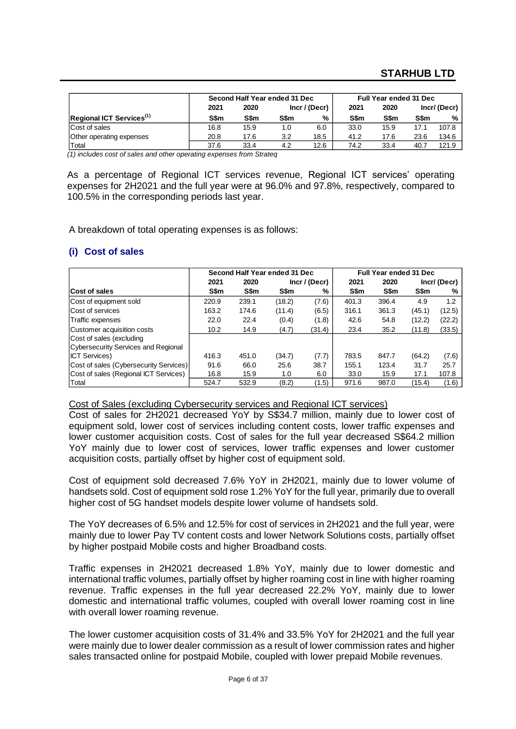| | Second Half Year ended 31 Dec | | | | Full Year ended 31 Dec | | | |
|---|---|---|---|---|---|---|---|---|
| | 2021 | 2020 | Incr / (Decr) | | 2021 | 2020 | Incr/ (Decr) | |
| Regional ICT Services[(1)] | S$m | S$m | S$m | % | S$m | S$m | S$m | % |
| Cost of sales | 16.8 | 15.9 | 1.0 | 6.0 | 33.0 | 15.9 | 17.1 | 107.8 |
| Other operating expenses | 20.8 | 17.6 | 3.2 | 18.5 | 41.2 | 17.6 | 23.6 | 134.6 |
| Total | 37.6 | 33.4 | 4.2 | 12.6 | 74.2 | 33.4 | 40.7 | 121.9 |

*(1) includes cost of sales and other operating expenses from Strateq*

As a percentage of Regional ICT services revenue, Regional ICT services' operating expenses for 2H2021 and the full year were at 96.0% and 97.8%, respectively, compared to 100.5% in the corresponding periods last year.

A breakdown of total operating expenses is as follows:

## (i) Cost of sales

| | Second Half Year ended 31 Dec | | | | Full Year ended 31 Dec | | | |
|---|---|---|---|---|---|---|---|---|
| | 2021 | 2020 | Incr / (Decr) | | 2021 | 2020 | Incr/ (Decr) | |
| Cost of sales | S$m | S$m | S$m | % | S$m | S$m | S$m | % |
| Cost of equipment sold | 220.9 | 239.1 | (18.2) | (7.6) | 401.3 | 396.4 | 4.9 | 1.2 |
| Cost of services | 163.2 | 174.6 | (11.4) | (6.5) | 316.1 | 361.3 | (45.1) | (12.5) |
| Traffic expenses | 22.0 | 22.4 | (0.4) | (1.8) | 42.6 | 54.8 | (12.2) | (22.2) |
| Customer acquisition costs | 10.2 | 14.9 | (4.7) | (31.4) | 23.4 | 35.2 | (11.8) | (33.5) |
| Cost of sales (excluding Cybersecurity Services and Regional ICT Services) | 416.3 | 451.0 | (34.7) | (7.7) | 783.5 | 847.7 | (64.2) | (7.6) |
| Cost of sales (Cybersecurity Services) | 91.6 | 66.0 | 25.6 | 38.7 | 155.1 | 123.4 | 31.7 | 25.7 |
| Cost of sales (Regional ICT Services) | 16.8 | 15.9 | 1.0 | 6.0 | 33.0 | 15.9 | 17.1 | 107.8 |
| Total | 524.7 | 532.9 | (8.2) | (1.5) | 971.6 | 987.0 | (15.4) | (1.6) |

<u>Cost of Sales (excluding Cybersecurity services and Regional ICT services)</u>

Cost of sales for 2H2021 decreased YoY by S$34.7 million, mainly due to lower cost of equipment sold, lower cost of services including content costs, lower traffic expenses and lower customer acquisition costs. Cost of sales for the full year decreased S$64.2 million YoY mainly due to lower cost of services, lower traffic expenses and lower customer acquisition costs, partially offset by higher cost of equipment sold.

Cost of equipment sold decreased 7.6% YoY in 2H2021, mainly due to lower volume of handsets sold. Cost of equipment sold rose 1.2% YoY for the full year, primarily due to overall higher cost of 5G handset models despite lower volume of handsets sold.

The YoY decreases of 6.5% and 12.5% for cost of services in 2H2021 and the full year, were mainly due to lower Pay TV content costs and lower Network Solutions costs, partially offset by higher postpaid Mobile costs and higher Broadband costs.

Traffic expenses in 2H2021 decreased 1.8% YoY, mainly due to lower domestic and international traffic volumes, partially offset by higher roaming cost in line with higher roaming revenue. Traffic expenses in the full year decreased 22.2% YoY, mainly due to lower domestic and international traffic volumes, coupled with overall lower roaming cost in line with overall lower roaming revenue.

The lower customer acquisition costs of 31.4% and 33.5% YoY for 2H2021 and the full year were mainly due to lower dealer commission as a result of lower commission rates and higher sales transacted online for postpaid Mobile, coupled with lower prepaid Mobile revenues.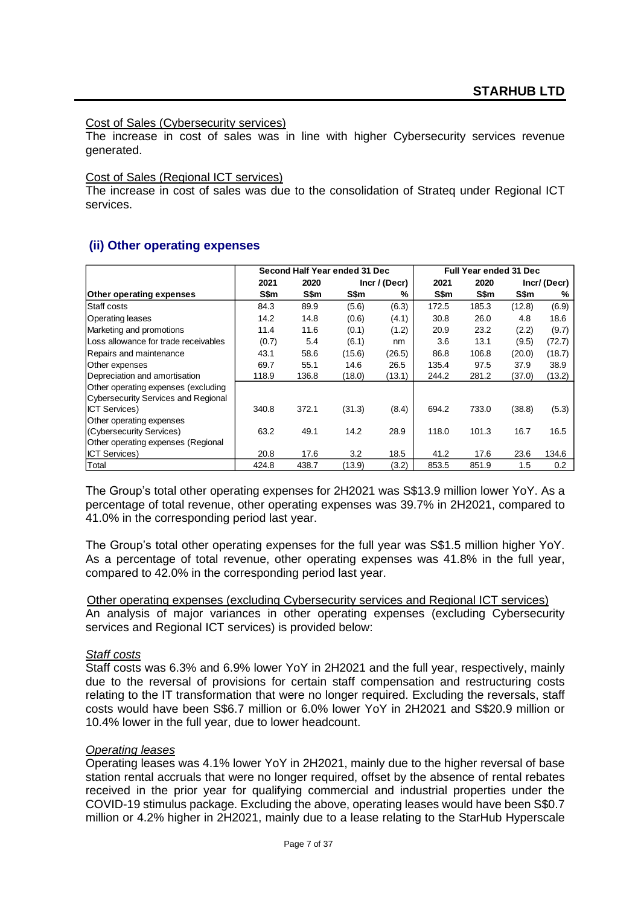Cost of Sales (Cybersecurity services)
The increase in cost of sales was in line with higher Cybersecurity services revenue generated.

Cost of Sales (Regional ICT services)
The increase in cost of sales was due to the consolidation of Strateq under Regional ICT services.

## (ii) Other operating expenses

| | Second Half Year ended 31 Dec | | | | Full Year ended 31 Dec | | | |
|---|---|---|---|---|---|---|---|---|
| | 2021 | 2020 | Incr / (Decr) | | 2021 | 2020 | Incr/ (Decr) | |
| **Other operating expenses** | **S$m** | **S$m** | **S$m** | **%** | **S$m** | **S$m** | **S$m** | **%** |
| Staff costs | 84.3 | 89.9 | (5.6) | (6.3) | 172.5 | 185.3 | (12.8) | (6.9) |
| Operating leases | 14.2 | 14.8 | (0.6) | (4.1) | 30.8 | 26.0 | 4.8 | 18.6 |
| Marketing and promotions | 11.4 | 11.6 | (0.1) | (1.2) | 20.9 | 23.2 | (2.2) | (9.7) |
| Loss allowance for trade receivables | (0.7) | 5.4 | (6.1) | nm | 3.6 | 13.1 | (9.5) | (72.7) |
| Repairs and maintenance | 43.1 | 58.6 | (15.6) | (26.5) | 86.8 | 106.8 | (20.0) | (18.7) |
| Other expenses | 69.7 | 55.1 | 14.6 | 26.5 | 135.4 | 97.5 | 37.9 | 38.9 |
| Depreciation and amortisation | 118.9 | 136.8 | (18.0) | (13.1) | 244.2 | 281.2 | (37.0) | (13.2) |
| Other operating expenses (excluding Cybersecurity Services and Regional ICT Services) | 340.8 | 372.1 | (31.3) | (8.4) | 694.2 | 733.0 | (38.8) | (5.3) |
| Other operating expenses (Cybersecurity Services) | 63.2 | 49.1 | 14.2 | 28.9 | 118.0 | 101.3 | 16.7 | 16.5 |
| Other operating expenses (Regional ICT Services) | 20.8 | 17.6 | 3.2 | 18.5 | 41.2 | 17.6 | 23.6 | 134.6 |
| Total | 424.8 | 438.7 | (13.9) | (3.2) | 853.5 | 851.9 | 1.5 | 0.2 |

The Group's total other operating expenses for 2H2021 was S$13.9 million lower YoY. As a percentage of total revenue, other operating expenses was 39.7% in 2H2021, compared to 41.0% in the corresponding period last year.

The Group's total other operating expenses for the full year was S$1.5 million higher YoY. As a percentage of total revenue, other operating expenses was 41.8% in the full year, compared to 42.0% in the corresponding period last year.

Other operating expenses (excluding Cybersecurity services and Regional ICT services)
An analysis of major variances in other operating expenses (excluding Cybersecurity services and Regional ICT services) is provided below:

*Staff costs*
Staff costs was 6.3% and 6.9% lower YoY in 2H2021 and the full year, respectively, mainly due to the reversal of provisions for certain staff compensation and restructuring costs relating to the IT transformation that were no longer required. Excluding the reversals, staff costs would have been S$6.7 million or 6.0% lower YoY in 2H2021 and S$20.9 million or 10.4% lower in the full year, due to lower headcount.

*Operating leases*
Operating leases was 4.1% lower YoY in 2H2021, mainly due to the higher reversal of base station rental accruals that were no longer required, offset by the absence of rental rebates received in the prior year for qualifying commercial and industrial properties under the COVID-19 stimulus package. Excluding the above, operating leases would have been S$0.7 million or 4.2% higher in 2H2021, mainly due to a lease relating to the StarHub Hyperscale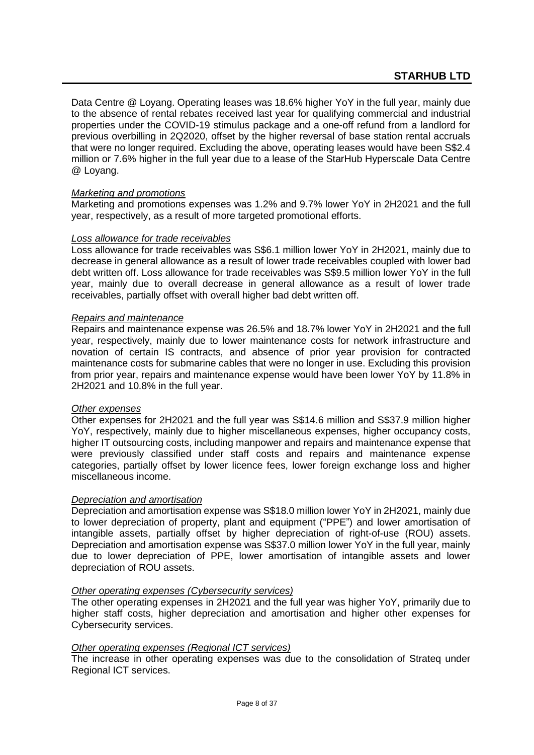Data Centre @ Loyang. Operating leases was 18.6% higher YoY in the full year, mainly due to the absence of rental rebates received last year for qualifying commercial and industrial properties under the COVID-19 stimulus package and a one-off refund from a landlord for previous overbilling in 2Q2020, offset by the higher reversal of base station rental accruals that were no longer required. Excluding the above, operating leases would have been S$2.4 million or 7.6% higher in the full year due to a lease of the StarHub Hyperscale Data Centre @ Loyang.

*Marketing and promotions*

Marketing and promotions expenses was 1.2% and 9.7% lower YoY in 2H2021 and the full year, respectively, as a result of more targeted promotional efforts.

*Loss allowance for trade receivables*

Loss allowance for trade receivables was S$6.1 million lower YoY in 2H2021, mainly due to decrease in general allowance as a result of lower trade receivables coupled with lower bad debt written off. Loss allowance for trade receivables was S$9.5 million lower YoY in the full year, mainly due to overall decrease in general allowance as a result of lower trade receivables, partially offset with overall higher bad debt written off.

*Repairs and maintenance*

Repairs and maintenance expense was 26.5% and 18.7% lower YoY in 2H2021 and the full year, respectively, mainly due to lower maintenance costs for network infrastructure and novation of certain IS contracts, and absence of prior year provision for contracted maintenance costs for submarine cables that were no longer in use. Excluding this provision from prior year, repairs and maintenance expense would have been lower YoY by 11.8% in 2H2021 and 10.8% in the full year.

*Other expenses*

Other expenses for 2H2021 and the full year was S$14.6 million and S$37.9 million higher YoY, respectively, mainly due to higher miscellaneous expenses, higher occupancy costs, higher IT outsourcing costs, including manpower and repairs and maintenance expense that were previously classified under staff costs and repairs and maintenance expense categories, partially offset by lower licence fees, lower foreign exchange loss and higher miscellaneous income.

*Depreciation and amortisation*

Depreciation and amortisation expense was S$18.0 million lower YoY in 2H2021, mainly due to lower depreciation of property, plant and equipment ("PPE") and lower amortisation of intangible assets, partially offset by higher depreciation of right-of-use (ROU) assets. Depreciation and amortisation expense was S$37.0 million lower YoY in the full year, mainly due to lower depreciation of PPE, lower amortisation of intangible assets and lower depreciation of ROU assets.

*Other operating expenses (Cybersecurity services)*

The other operating expenses in 2H2021 and the full year was higher YoY, primarily due to higher staff costs, higher depreciation and amortisation and higher other expenses for Cybersecurity services.

*Other operating expenses (Regional ICT services)*

The increase in other operating expenses was due to the consolidation of Strateq under Regional ICT services.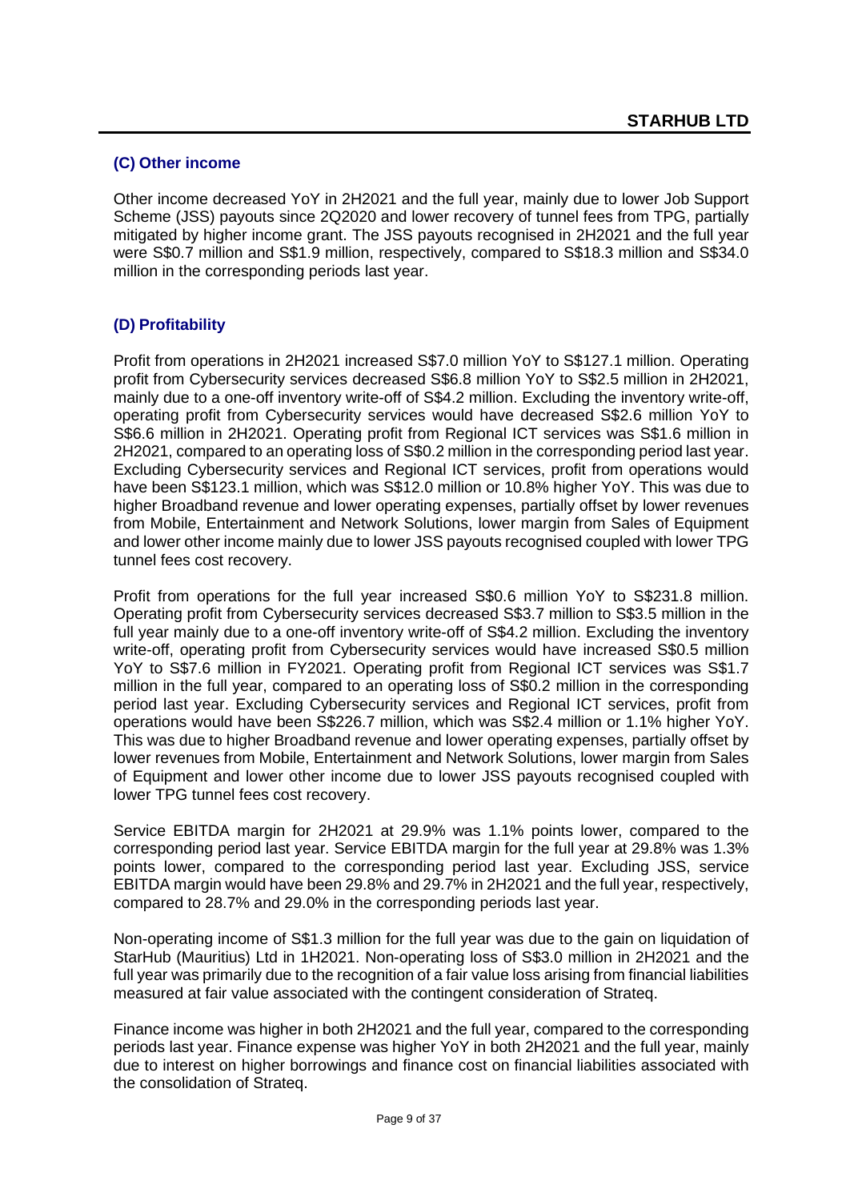### (C) Other income

Other income decreased YoY in 2H2021 and the full year, mainly due to lower Job Support Scheme (JSS) payouts since 2Q2020 and lower recovery of tunnel fees from TPG, partially mitigated by higher income grant. The JSS payouts recognised in 2H2021 and the full year were S$0.7 million and S$1.9 million, respectively, compared to S$18.3 million and S$34.0 million in the corresponding periods last year.

### (D) Profitability

Profit from operations in 2H2021 increased S$7.0 million YoY to S$127.1 million. Operating profit from Cybersecurity services decreased S$6.8 million YoY to S$2.5 million in 2H2021, mainly due to a one-off inventory write-off of S$4.2 million. Excluding the inventory write-off, operating profit from Cybersecurity services would have decreased S$2.6 million YoY to S$6.6 million in 2H2021. Operating profit from Regional ICT services was S$1.6 million in 2H2021, compared to an operating loss of S$0.2 million in the corresponding period last year. Excluding Cybersecurity services and Regional ICT services, profit from operations would have been S$123.1 million, which was S$12.0 million or 10.8% higher YoY. This was due to higher Broadband revenue and lower operating expenses, partially offset by lower revenues from Mobile, Entertainment and Network Solutions, lower margin from Sales of Equipment and lower other income mainly due to lower JSS payouts recognised coupled with lower TPG tunnel fees cost recovery.

Profit from operations for the full year increased S$0.6 million YoY to S$231.8 million. Operating profit from Cybersecurity services decreased S$3.7 million to S$3.5 million in the full year mainly due to a one-off inventory write-off of S$4.2 million. Excluding the inventory write-off, operating profit from Cybersecurity services would have increased S$0.5 million YoY to S$7.6 million in FY2021. Operating profit from Regional ICT services was S$1.7 million in the full year, compared to an operating loss of S$0.2 million in the corresponding period last year. Excluding Cybersecurity services and Regional ICT services, profit from operations would have been S$226.7 million, which was S$2.4 million or 1.1% higher YoY. This was due to higher Broadband revenue and lower operating expenses, partially offset by lower revenues from Mobile, Entertainment and Network Solutions, lower margin from Sales of Equipment and lower other income due to lower JSS payouts recognised coupled with lower TPG tunnel fees cost recovery.

Service EBITDA margin for 2H2021 at 29.9% was 1.1% points lower, compared to the corresponding period last year. Service EBITDA margin for the full year at 29.8% was 1.3% points lower, compared to the corresponding period last year. Excluding JSS, service EBITDA margin would have been 29.8% and 29.7% in 2H2021 and the full year, respectively, compared to 28.7% and 29.0% in the corresponding periods last year.

Non-operating income of S$1.3 million for the full year was due to the gain on liquidation of StarHub (Mauritius) Ltd in 1H2021. Non-operating loss of S$3.0 million in 2H2021 and the full year was primarily due to the recognition of a fair value loss arising from financial liabilities measured at fair value associated with the contingent consideration of Strateq.

Finance income was higher in both 2H2021 and the full year, compared to the corresponding periods last year. Finance expense was higher YoY in both 2H2021 and the full year, mainly due to interest on higher borrowings and finance cost on financial liabilities associated with the consolidation of Strateq.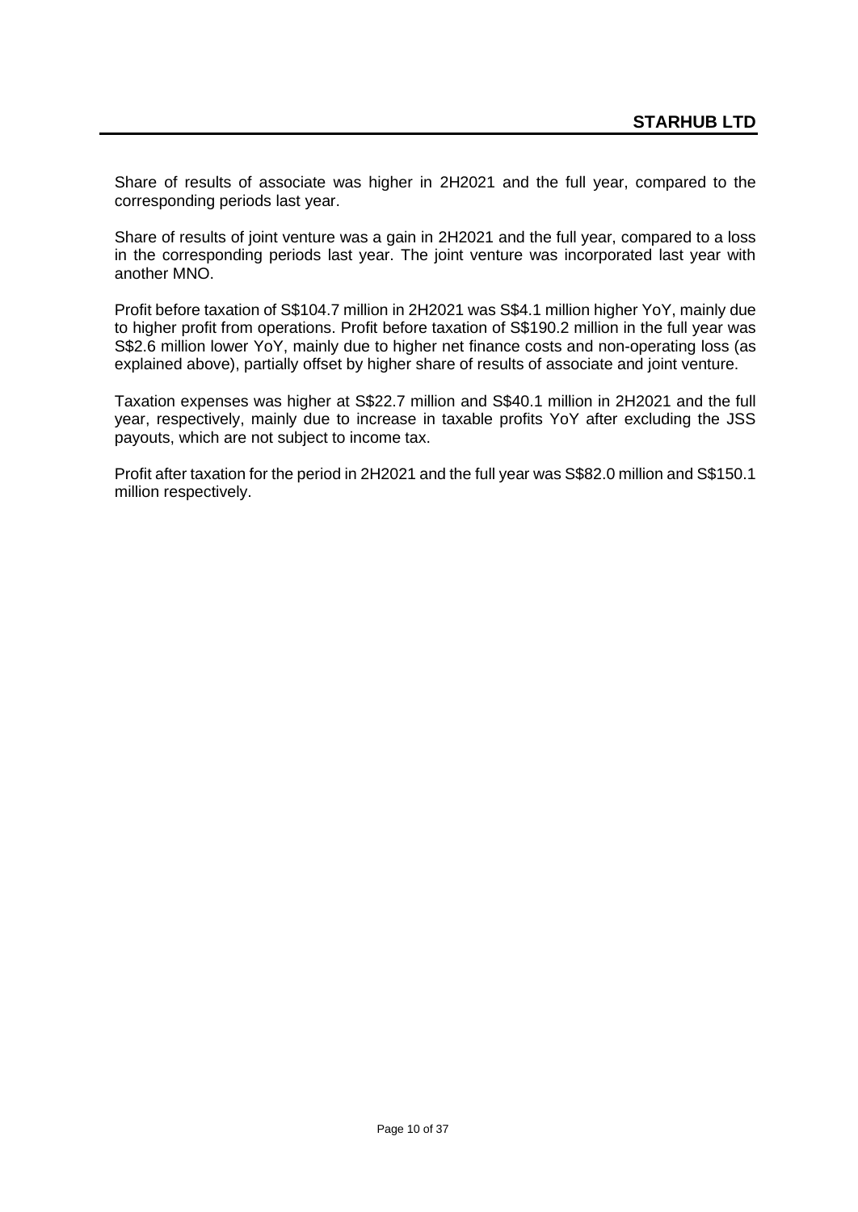Share of results of associate was higher in 2H2021 and the full year, compared to the corresponding periods last year.

Share of results of joint venture was a gain in 2H2021 and the full year, compared to a loss in the corresponding periods last year. The joint venture was incorporated last year with another MNO.

Profit before taxation of S$104.7 million in 2H2021 was S$4.1 million higher YoY, mainly due to higher profit from operations. Profit before taxation of S$190.2 million in the full year was S$2.6 million lower YoY, mainly due to higher net finance costs and non-operating loss (as explained above), partially offset by higher share of results of associate and joint venture.

Taxation expenses was higher at S$22.7 million and S$40.1 million in 2H2021 and the full year, respectively, mainly due to increase in taxable profits YoY after excluding the JSS payouts, which are not subject to income tax.

Profit after taxation for the period in 2H2021 and the full year was S$82.0 million and S$150.1 million respectively.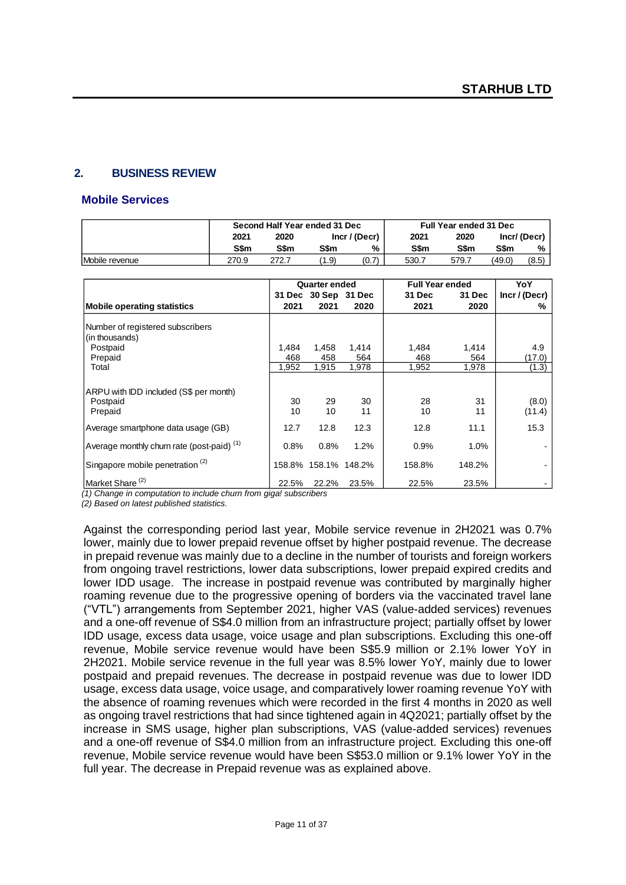## 2. BUSINESS REVIEW

### Mobile Services

| | Second Half Year ended 31 Dec | | | | Full Year ended 31 Dec | | | |
|---|---|---|---|---|---|---|---|---|
| | 2021 | 2020 | Incr / (Decr) | | 2021 | 2020 | Incr/ (Decr) | |
| | S$m | S$m | S$m | % | S$m | S$m | S$m | % |
| Mobile revenue | 270.9 | 272.7 | (1.9) | (0.7) | 530.7 | 579.7 | (49.0) | (8.5) |

| | Quarter ended | | | Full Year ended | | YoY |
|---|---|---|---|---|---|---|
| **Mobile operating statistics** | 31 Dec 2021 | 30 Sep 2021 | 31 Dec 2020 | 31 Dec 2021 | 31 Dec 2020 | Incr / (Decr) % |
| Number of registered subscribers (in thousands) | | | | | | |
| Postpaid | 1,484 | 1,458 | 1,414 | 1,484 | 1,414 | 4.9 |
| Prepaid | 468 | 458 | 564 | 468 | 564 | (17.0) |
| Total | 1,952 | 1,915 | 1,978 | 1,952 | 1,978 | (1.3) |
| ARPU with IDD included (S$ per month) | | | | | | |
| Postpaid | 30 | 29 | 30 | 28 | 31 | (8.0) |
| Prepaid | 10 | 10 | 11 | 10 | 11 | (11.4) |
| Average smartphone data usage (GB) | 12.7 | 12.8 | 12.3 | 12.8 | 11.1 | 15.3 |
| Average monthly churn rate (post-paid) [(1)] | 0.8% | 0.8% | 1.2% | 0.9% | 1.0% | - |
| Singapore mobile penetration [(2)] | 158.8% | 158.1% | 148.2% | 158.8% | 148.2% | - |
| Market Share [(2)] | 22.5% | 22.2% | 23.5% | 22.5% | 23.5% | - |

*(1) Change in computation to include churn from giga! subscribers*

*(2) Based on latest published statistics.*

Against the corresponding period last year, Mobile service revenue in 2H2021 was 0.7% lower, mainly due to lower prepaid revenue offset by higher postpaid revenue. The decrease in prepaid revenue was mainly due to a decline in the number of tourists and foreign workers from ongoing travel restrictions, lower data subscriptions, lower prepaid expired credits and lower IDD usage. The increase in postpaid revenue was contributed by marginally higher roaming revenue due to the progressive opening of borders via the vaccinated travel lane ("VTL") arrangements from September 2021, higher VAS (value-added services) revenues and a one-off revenue of S$4.0 million from an infrastructure project; partially offset by lower IDD usage, excess data usage, voice usage and plan subscriptions. Excluding this one-off revenue, Mobile service revenue would have been S$5.9 million or 2.1% lower YoY in 2H2021. Mobile service revenue in the full year was 8.5% lower YoY, mainly due to lower postpaid and prepaid revenues. The decrease in postpaid revenue was due to lower IDD usage, excess data usage, voice usage, and comparatively lower roaming revenue YoY with the absence of roaming revenues which were recorded in the first 4 months in 2020 as well as ongoing travel restrictions that had since tightened again in 4Q2021; partially offset by the increase in SMS usage, higher plan subscriptions, VAS (value-added services) revenues and a one-off revenue of S$4.0 million from an infrastructure project. Excluding this one-off revenue, Mobile service revenue would have been S$53.0 million or 9.1% lower YoY in the full year. The decrease in Prepaid revenue was as explained above.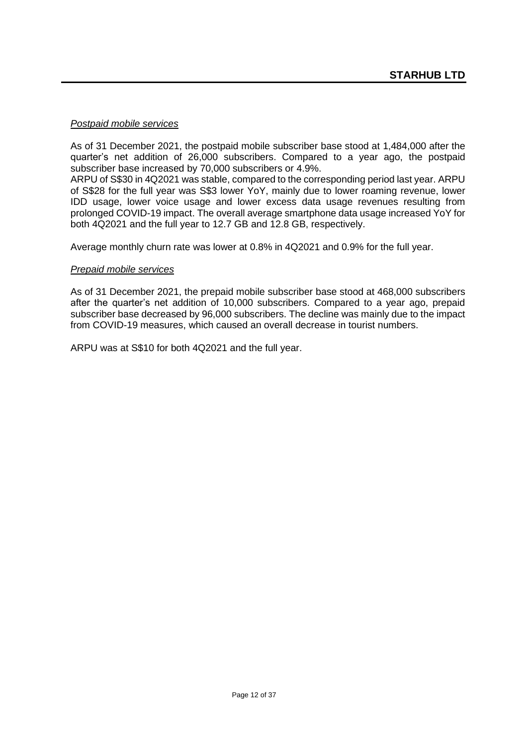*Postpaid mobile services*

As of 31 December 2021, the postpaid mobile subscriber base stood at 1,484,000 after the quarter's net addition of 26,000 subscribers. Compared to a year ago, the postpaid subscriber base increased by 70,000 subscribers or 4.9%.
ARPU of S$30 in 4Q2021 was stable, compared to the corresponding period last year. ARPU of S$28 for the full year was S$3 lower YoY, mainly due to lower roaming revenue, lower IDD usage, lower voice usage and lower excess data usage revenues resulting from prolonged COVID-19 impact. The overall average smartphone data usage increased YoY for both 4Q2021 and the full year to 12.7 GB and 12.8 GB, respectively.

Average monthly churn rate was lower at 0.8% in 4Q2021 and 0.9% for the full year.

*Prepaid mobile services*

As of 31 December 2021, the prepaid mobile subscriber base stood at 468,000 subscribers after the quarter's net addition of 10,000 subscribers. Compared to a year ago, prepaid subscriber base decreased by 96,000 subscribers. The decline was mainly due to the impact from COVID-19 measures, which caused an overall decrease in tourist numbers.

ARPU was at S$10 for both 4Q2021 and the full year.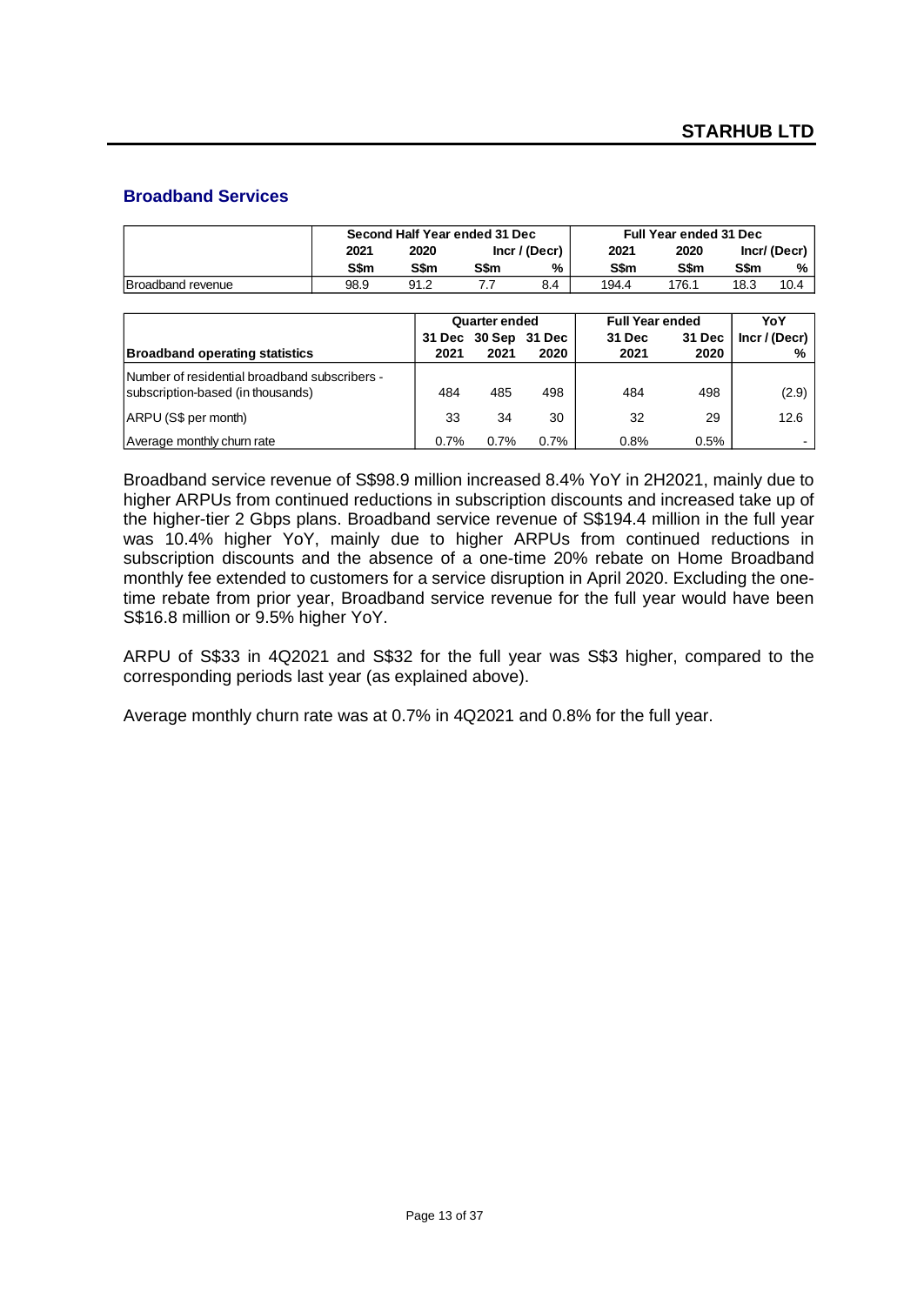## Broadband Services

| | Second Half Year ended 31 Dec | | | | Full Year ended 31 Dec | | | |
|---|---|---|---|---|---|---|---|---|
| | 2021 | 2020 | Incr / (Decr) | | 2021 | 2020 | Incr/ (Decr) | |
| | S$m | S$m | S$m | % | S$m | S$m | S$m | % |
| Broadband revenue | 98.9 | 91.2 | 7.7 | 8.4 | 194.4 | 176.1 | 18.3 | 10.4 |

| | Quarter ended | | | Full Year ended | | YoY |
|---|---|---|---|---|---|---|
| **Broadband operating statistics** | 31 Dec 2021 | 30 Sep 2021 | 31 Dec 2020 | 31 Dec 2021 | 31 Dec 2020 | Incr / (Decr) % |
| Number of residential broadband subscribers - subscription-based (in thousands) | 484 | 485 | 498 | 484 | 498 | (2.9) |
| ARPU (S$ per month) | 33 | 34 | 30 | 32 | 29 | 12.6 |
| Average monthly churn rate | 0.7% | 0.7% | 0.7% | 0.8% | 0.5% | - |

Broadband service revenue of S$98.9 million increased 8.4% YoY in 2H2021, mainly due to higher ARPUs from continued reductions in subscription discounts and increased take up of the higher-tier 2 Gbps plans. Broadband service revenue of S$194.4 million in the full year was 10.4% higher YoY, mainly due to higher ARPUs from continued reductions in subscription discounts and the absence of a one-time 20% rebate on Home Broadband monthly fee extended to customers for a service disruption in April 2020. Excluding the one-time rebate from prior year, Broadband service revenue for the full year would have been S$16.8 million or 9.5% higher YoY.

ARPU of S$33 in 4Q2021 and S$32 for the full year was S$3 higher, compared to the corresponding periods last year (as explained above).

Average monthly churn rate was at 0.7% in 4Q2021 and 0.8% for the full year.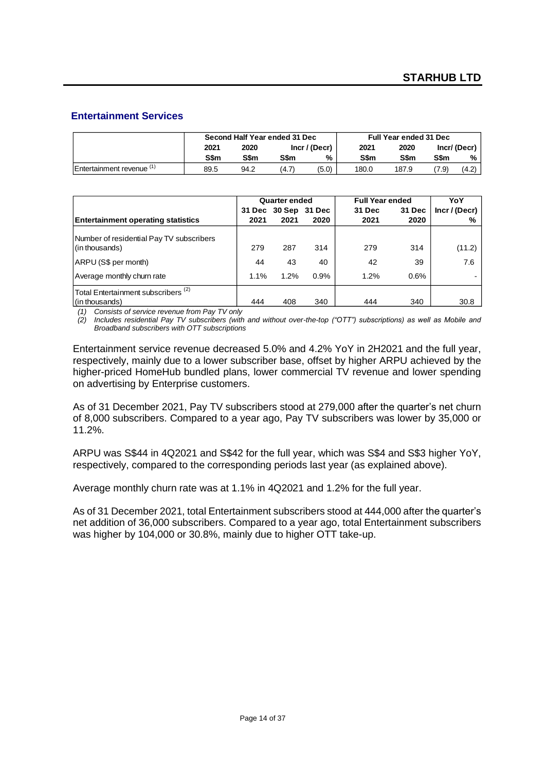## Entertainment Services

| | Second Half Year ended 31 Dec | | | | Full Year ended 31 Dec | | | |
|---|---|---|---|---|---|---|---|---|
| | 2021 | 2020 | Incr / (Decr) | | 2021 | 2020 | Incr/ (Decr) | |
| | S$m | S$m | S$m | % | S$m | S$m | S$m | % |
| Entertainment revenue [(1)] | 89.5 | 94.2 | (4.7) | (5.0) | 180.0 | 187.9 | (7.9) | (4.2) |

| | Quarter ended | | | Full Year ended | | YoY |
|---|---|---|---|---|---|---|
| **Entertainment operating statistics** | 31 Dec 2021 | 30 Sep 2021 | 31 Dec 2020 | 31 Dec 2021 | 31 Dec 2020 | Incr / (Decr) % |
| Number of residential Pay TV subscribers (in thousands) | 279 | 287 | 314 | 279 | 314 | (11.2) |
| ARPU (S$ per month) | 44 | 43 | 40 | 42 | 39 | 7.6 |
| Average monthly churn rate | 1.1% | 1.2% | 0.9% | 1.2% | 0.6% | - |
| Total Entertainment subscribers [(2)] (in thousands) | 444 | 408 | 340 | 444 | 340 | 30.8 |

*(1) Consists of service revenue from Pay TV only*

*(2) Includes residential Pay TV subscribers (with and without over-the-top ("OTT") subscriptions) as well as Mobile and Broadband subscribers with OTT subscriptions*

Entertainment service revenue decreased 5.0% and 4.2% YoY in 2H2021 and the full year, respectively, mainly due to a lower subscriber base, offset by higher ARPU achieved by the higher-priced HomeHub bundled plans, lower commercial TV revenue and lower spending on advertising by Enterprise customers.

As of 31 December 2021, Pay TV subscribers stood at 279,000 after the quarter's net churn of 8,000 subscribers. Compared to a year ago, Pay TV subscribers was lower by 35,000 or 11.2%.

ARPU was S$44 in 4Q2021 and S$42 for the full year, which was S$4 and S$3 higher YoY, respectively, compared to the corresponding periods last year (as explained above).

Average monthly churn rate was at 1.1% in 4Q2021 and 1.2% for the full year.

As of 31 December 2021, total Entertainment subscribers stood at 444,000 after the quarter's net addition of 36,000 subscribers. Compared to a year ago, total Entertainment subscribers was higher by 104,000 or 30.8%, mainly due to higher OTT take-up.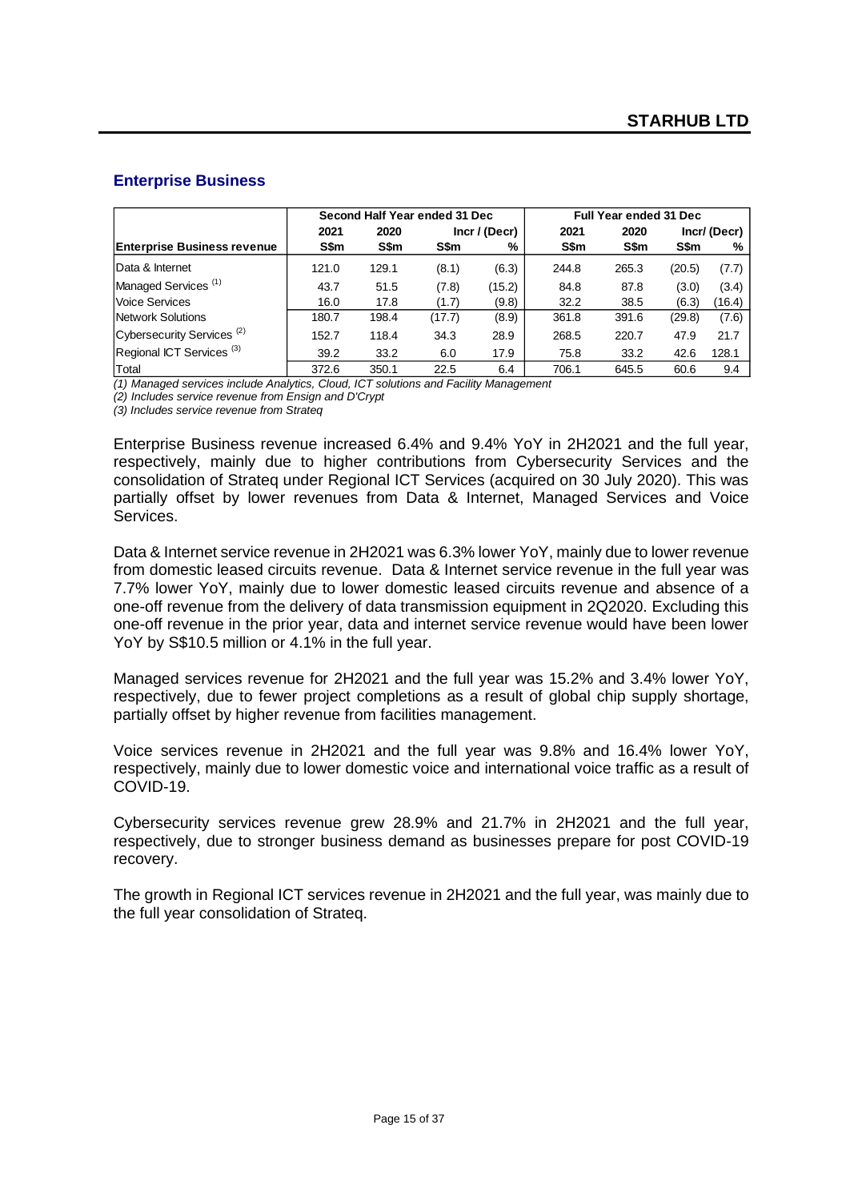## Enterprise Business

| Enterprise Business revenue | Second Half Year ended 31 Dec | | | | Full Year ended 31 Dec | | | |
|---|---|---|---|---|---|---|---|---|
| | 2021 | 2020 | Incr / (Decr) | | 2021 | 2020 | Incr/ (Decr) | |
| | S$m | S$m | S$m | % | S$m | S$m | S$m | % |
| Data & Internet | 121.0 | 129.1 | (8.1) | (6.3) | 244.8 | 265.3 | (20.5) | (7.7) |
| Managed Services (1) | 43.7 | 51.5 | (7.8) | (15.2) | 84.8 | 87.8 | (3.0) | (3.4) |
| Voice Services | 16.0 | 17.8 | (1.7) | (9.8) | 32.2 | 38.5 | (6.3) | (16.4) |
| Network Solutions | 180.7 | 198.4 | (17.7) | (8.9) | 361.8 | 391.6 | (29.8) | (7.6) |
| Cybersecurity Services (2) | 152.7 | 118.4 | 34.3 | 28.9 | 268.5 | 220.7 | 47.9 | 21.7 |
| Regional ICT Services (3) | 39.2 | 33.2 | 6.0 | 17.9 | 75.8 | 33.2 | 42.6 | 128.1 |
| Total | 372.6 | 350.1 | 22.5 | 6.4 | 706.1 | 645.5 | 60.6 | 9.4 |

*(1) Managed services include Analytics, Cloud, ICT solutions and Facility Management*
*(2) Includes service revenue from Ensign and D'Crypt*
*(3) Includes service revenue from Strateq*

Enterprise Business revenue increased 6.4% and 9.4% YoY in 2H2021 and the full year, respectively, mainly due to higher contributions from Cybersecurity Services and the consolidation of Strateq under Regional ICT Services (acquired on 30 July 2020). This was partially offset by lower revenues from Data & Internet, Managed Services and Voice Services.

Data & Internet service revenue in 2H2021 was 6.3% lower YoY, mainly due to lower revenue from domestic leased circuits revenue. Data & Internet service revenue in the full year was 7.7% lower YoY, mainly due to lower domestic leased circuits revenue and absence of a one-off revenue from the delivery of data transmission equipment in 2Q2020. Excluding this one-off revenue in the prior year, data and internet service revenue would have been lower YoY by S$10.5 million or 4.1% in the full year.

Managed services revenue for 2H2021 and the full year was 15.2% and 3.4% lower YoY, respectively, due to fewer project completions as a result of global chip supply shortage, partially offset by higher revenue from facilities management.

Voice services revenue in 2H2021 and the full year was 9.8% and 16.4% lower YoY, respectively, mainly due to lower domestic voice and international voice traffic as a result of COVID-19.

Cybersecurity services revenue grew 28.9% and 21.7% in 2H2021 and the full year, respectively, due to stronger business demand as businesses prepare for post COVID-19 recovery.

The growth in Regional ICT services revenue in 2H2021 and the full year, was mainly due to the full year consolidation of Strateq.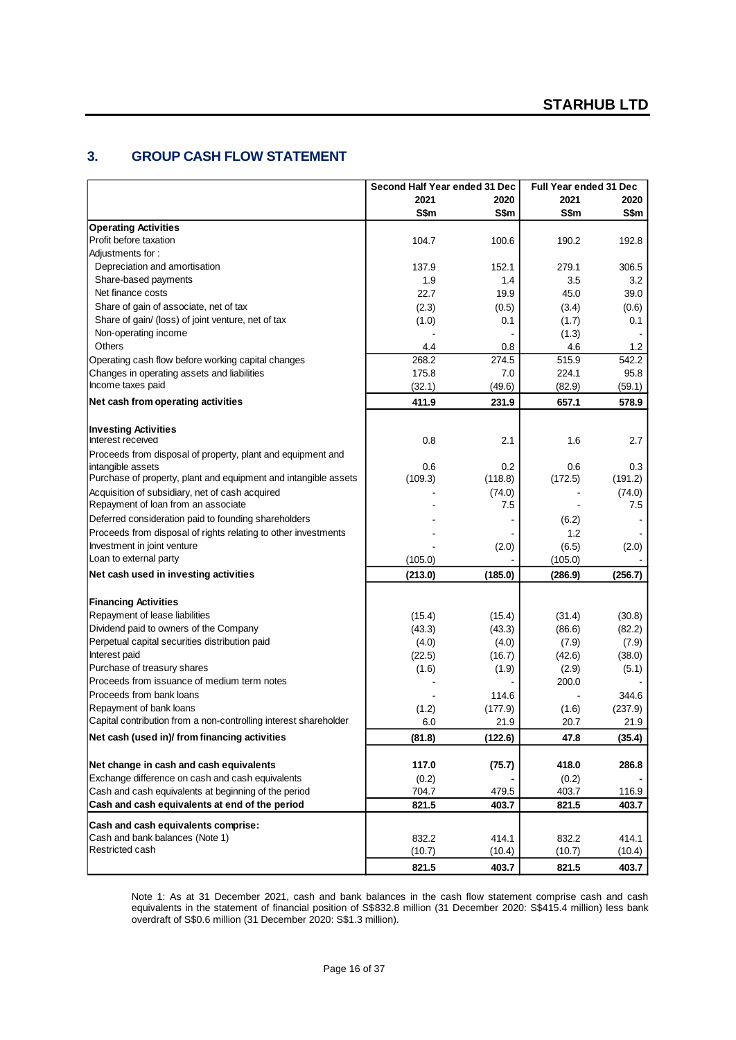## 3. GROUP CASH FLOW STATEMENT

| | Second Half Year ended 31 Dec | | Full Year ended 31 Dec | |
|---|---|---|---|---|
| | 2021 | 2020 | 2021 | 2020 |
| | S$m | S$m | S$m | S$m |
| **Operating Activities** | | | | |
| Profit before taxation | 104.7 | 100.6 | 190.2 | 192.8 |
| Adjustments for : | | | | |
| Depreciation and amortisation | 137.9 | 152.1 | 279.1 | 306.5 |
| Share-based payments | 1.9 | 1.4 | 3.5 | 3.2 |
| Net finance costs | 22.7 | 19.9 | 45.0 | 39.0 |
| Share of gain of associate, net of tax | (2.3) | (0.5) | (3.4) | (0.6) |
| Share of gain/ (loss) of joint venture, net of tax | (1.0) | 0.1 | (1.7) | 0.1 |
| Non-operating income | - | - | (1.3) | - |
| Others | 4.4 | 0.8 | 4.6 | 1.2 |
| Operating cash flow before working capital changes | 268.2 | 274.5 | 515.9 | 542.2 |
| Changes in operating assets and liabilities | 175.8 | 7.0 | 224.1 | 95.8 |
| Income taxes paid | (32.1) | (49.6) | (82.9) | (59.1) |
| **Net cash from operating activities** | **411.9** | **231.9** | **657.1** | **578.9** |
| **Investing Activities** | | | | |
| Interest received | 0.8 | 2.1 | 1.6 | 2.7 |
| Proceeds from disposal of property, plant and equipment and intangible assets | 0.6 | 0.2 | 0.6 | 0.3 |
| Purchase of property, plant and equipment and intangible assets | (109.3) | (118.8) | (172.5) | (191.2) |
| Acquisition of subsidiary, net of cash acquired | - | (74.0) | - | (74.0) |
| Repayment of loan from an associate | - | 7.5 | - | 7.5 |
| Deferred consideration paid to founding shareholders | - | - | (6.2) | - |
| Proceeds from disposal of rights relating to other investments | - | - | 1.2 | - |
| Investment in joint venture | - | (2.0) | (6.5) | (2.0) |
| Loan to external party | (105.0) | - | (105.0) | - |
| **Net cash used in investing activities** | **(213.0)** | **(185.0)** | **(286.9)** | **(256.7)** |
| **Financing Activities** | | | | |
| Repayment of lease liabilities | (15.4) | (15.4) | (31.4) | (30.8) |
| Dividend paid to owners of the Company | (43.3) | (43.3) | (86.6) | (82.2) |
| Perpetual capital securities distribution paid | (4.0) | (4.0) | (7.9) | (7.9) |
| Interest paid | (22.5) | (16.7) | (42.6) | (38.0) |
| Purchase of treasury shares | (1.6) | (1.9) | (2.9) | (5.1) |
| Proceeds from issuance of medium term notes | - | - | 200.0 | - |
| Proceeds from bank loans | - | 114.6 | - | 344.6 |
| Repayment of bank loans | (1.2) | (177.9) | (1.6) | (237.9) |
| Capital contribution from a non-controlling interest shareholder | 6.0 | 21.9 | 20.7 | 21.9 |
| **Net cash (used in)/ from financing activities** | **(81.8)** | **(122.6)** | **47.8** | **(35.4)** |
| **Net change in cash and cash equivalents** | **117.0** | **(75.7)** | **418.0** | **286.8** |
| Exchange difference on cash and cash equivalents | (0.2) | - | (0.2) | - |
| Cash and cash equivalents at beginning of the period | 704.7 | 479.5 | 403.7 | 116.9 |
| **Cash and cash equivalents at end of the period** | **821.5** | **403.7** | **821.5** | **403.7** |
| **Cash and cash equivalents comprise:** | | | | |
| Cash and bank balances (Note 1) | 832.2 | 414.1 | 832.2 | 414.1 |
| Restricted cash | (10.7) | (10.4) | (10.7) | (10.4) |
| | **821.5** | **403.7** | **821.5** | **403.7** |

Note 1: As at 31 December 2021, cash and bank balances in the cash flow statement comprise cash and cash equivalents in the statement of financial position of S$832.8 million (31 December 2020: S$415.4 million) less bank overdraft of S$0.6 million (31 December 2020: S$1.3 million).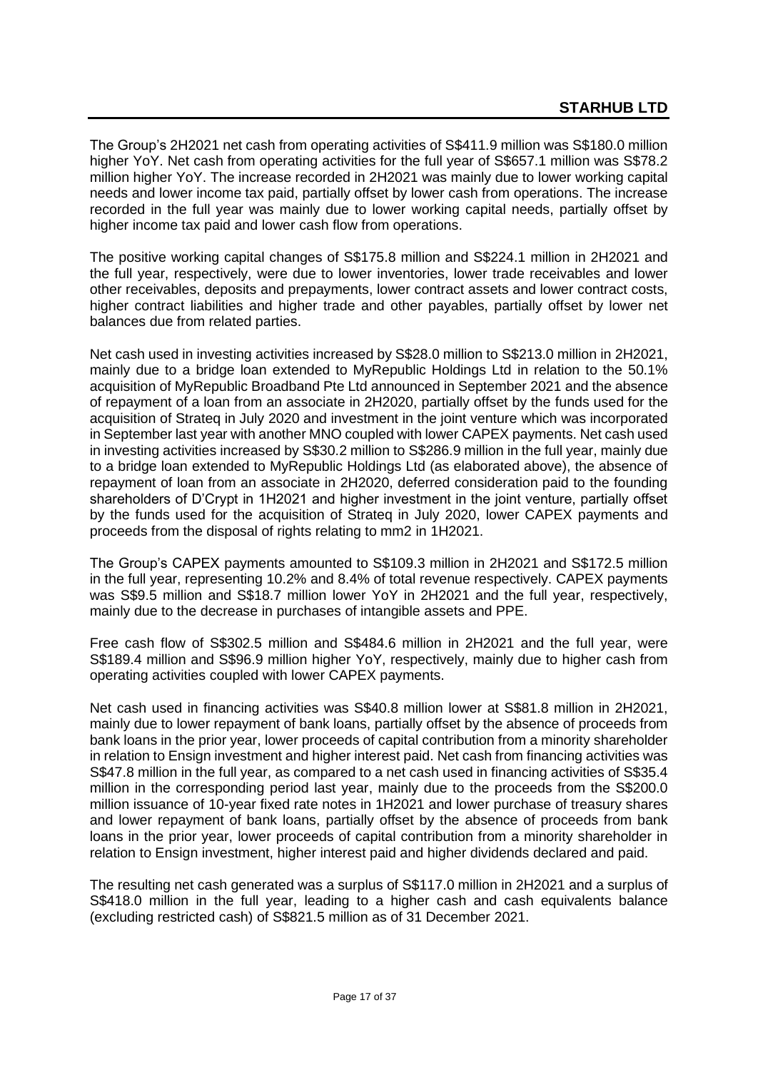The Group's 2H2021 net cash from operating activities of S$411.9 million was S$180.0 million higher YoY. Net cash from operating activities for the full year of S$657.1 million was S$78.2 million higher YoY. The increase recorded in 2H2021 was mainly due to lower working capital needs and lower income tax paid, partially offset by lower cash from operations. The increase recorded in the full year was mainly due to lower working capital needs, partially offset by higher income tax paid and lower cash flow from operations.

The positive working capital changes of S$175.8 million and S$224.1 million in 2H2021 and the full year, respectively, were due to lower inventories, lower trade receivables and lower other receivables, deposits and prepayments, lower contract assets and lower contract costs, higher contract liabilities and higher trade and other payables, partially offset by lower net balances due from related parties.

Net cash used in investing activities increased by S$28.0 million to S$213.0 million in 2H2021, mainly due to a bridge loan extended to MyRepublic Holdings Ltd in relation to the 50.1% acquisition of MyRepublic Broadband Pte Ltd announced in September 2021 and the absence of repayment of a loan from an associate in 2H2020, partially offset by the funds used for the acquisition of Strateq in July 2020 and investment in the joint venture which was incorporated in September last year with another MNO coupled with lower CAPEX payments. Net cash used in investing activities increased by S$30.2 million to S$286.9 million in the full year, mainly due to a bridge loan extended to MyRepublic Holdings Ltd (as elaborated above), the absence of repayment of loan from an associate in 2H2020, deferred consideration paid to the founding shareholders of D'Crypt in 1H2021 and higher investment in the joint venture, partially offset by the funds used for the acquisition of Strateq in July 2020, lower CAPEX payments and proceeds from the disposal of rights relating to mm2 in 1H2021.

The Group's CAPEX payments amounted to S$109.3 million in 2H2021 and S$172.5 million in the full year, representing 10.2% and 8.4% of total revenue respectively. CAPEX payments was S$9.5 million and S$18.7 million lower YoY in 2H2021 and the full year, respectively, mainly due to the decrease in purchases of intangible assets and PPE.

Free cash flow of S$302.5 million and S$484.6 million in 2H2021 and the full year, were S$189.4 million and S$96.9 million higher YoY, respectively, mainly due to higher cash from operating activities coupled with lower CAPEX payments.

Net cash used in financing activities was S$40.8 million lower at S$81.8 million in 2H2021, mainly due to lower repayment of bank loans, partially offset by the absence of proceeds from bank loans in the prior year, lower proceeds of capital contribution from a minority shareholder in relation to Ensign investment and higher interest paid. Net cash from financing activities was S$47.8 million in the full year, as compared to a net cash used in financing activities of S$35.4 million in the corresponding period last year, mainly due to the proceeds from the S$200.0 million issuance of 10-year fixed rate notes in 1H2021 and lower purchase of treasury shares and lower repayment of bank loans, partially offset by the absence of proceeds from bank loans in the prior year, lower proceeds of capital contribution from a minority shareholder in relation to Ensign investment, higher interest paid and higher dividends declared and paid.

The resulting net cash generated was a surplus of S$117.0 million in 2H2021 and a surplus of S$418.0 million in the full year, leading to a higher cash and cash equivalents balance (excluding restricted cash) of S$821.5 million as of 31 December 2021.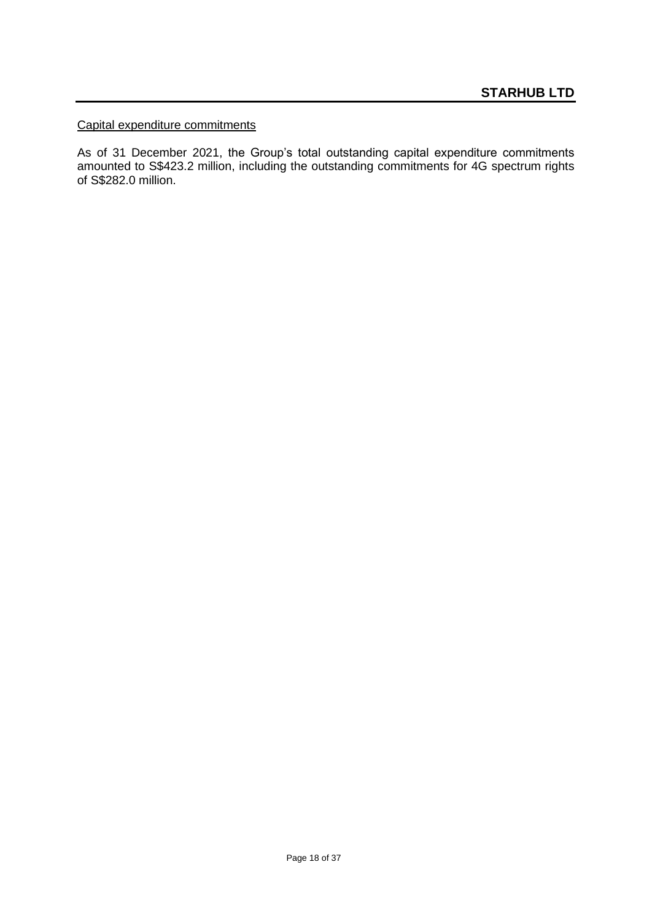Capital expenditure commitments

As of 31 December 2021, the Group's total outstanding capital expenditure commitments amounted to S$423.2 million, including the outstanding commitments for 4G spectrum rights of S$282.0 million.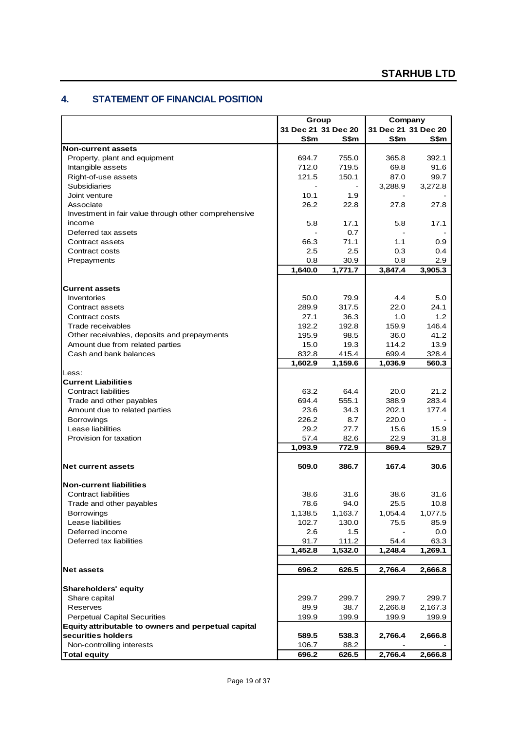## 4. STATEMENT OF FINANCIAL POSITION

| | Group | | Company | |
|---|---|---|---|---|
| | 31 Dec 21 | 31 Dec 20 | 31 Dec 21 | 31 Dec 20 |
| | S$m | S$m | S$m | S$m |
| **Non-current assets** | | | | |
| Property, plant and equipment | 694.7 | 755.0 | 365.8 | 392.1 |
| Intangible assets | 712.0 | 719.5 | 69.8 | 91.6 |
| Right-of-use assets | 121.5 | 150.1 | 87.0 | 99.7 |
| Subsidiaries | - | - | 3,288.9 | 3,272.8 |
| Joint venture | 10.1 | 1.9 | - | - |
| Associate | 26.2 | 22.8 | 27.8 | 27.8 |
| Investment in fair value through other comprehensive income | 5.8 | 17.1 | 5.8 | 17.1 |
| Deferred tax assets | - | 0.7 | - | - |
| Contract assets | 66.3 | 71.1 | 1.1 | 0.9 |
| Contract costs | 2.5 | 2.5 | 0.3 | 0.4 |
| Prepayments | 0.8 | 30.9 | 0.8 | 2.9 |
| | **1,640.0** | **1,771.7** | **3,847.4** | **3,905.3** |
| **Current assets** | | | | |
| Inventories | 50.0 | 79.9 | 4.4 | 5.0 |
| Contract assets | 289.9 | 317.5 | 22.0 | 24.1 |
| Contract costs | 27.1 | 36.3 | 1.0 | 1.2 |
| Trade receivables | 192.2 | 192.8 | 159.9 | 146.4 |
| Other receivables, deposits and prepayments | 195.9 | 98.5 | 36.0 | 41.2 |
| Amount due from related parties | 15.0 | 19.3 | 114.2 | 13.9 |
| Cash and bank balances | 832.8 | 415.4 | 699.4 | 328.4 |
| | **1,602.9** | **1,159.6** | **1,036.9** | **560.3** |
| Less: | | | | |
| **Current Liabilities** | | | | |
| Contract liabilities | 63.2 | 64.4 | 20.0 | 21.2 |
| Trade and other payables | 694.4 | 555.1 | 388.9 | 283.4 |
| Amount due to related parties | 23.6 | 34.3 | 202.1 | 177.4 |
| Borrowings | 226.2 | 8.7 | 220.0 | - |
| Lease liabilities | 29.2 | 27.7 | 15.6 | 15.9 |
| Provision for taxation | 57.4 | 82.6 | 22.9 | 31.8 |
| | **1,093.9** | **772.9** | **869.4** | **529.7** |
| **Net current assets** | **509.0** | **386.7** | **167.4** | **30.6** |
| **Non-current liabilities** | | | | |
| Contract liabilities | 38.6 | 31.6 | 38.6 | 31.6 |
| Trade and other payables | 78.6 | 94.0 | 25.5 | 10.8 |
| Borrowings | 1,138.5 | 1,163.7 | 1,054.4 | 1,077.5 |
| Lease liabilities | 102.7 | 130.0 | 75.5 | 85.9 |
| Deferred income | 2.6 | 1.5 | - | 0.0 |
| Deferred tax liabilities | 91.7 | 111.2 | 54.4 | 63.3 |
| | **1,452.8** | **1,532.0** | **1,248.4** | **1,269.1** |
| **Net assets** | **696.2** | **626.5** | **2,766.4** | **2,666.8** |
| **Shareholders' equity** | | | | |
| Share capital | 299.7 | 299.7 | 299.7 | 299.7 |
| Reserves | 89.9 | 38.7 | 2,266.8 | 2,167.3 |
| Perpetual Capital Securities | 199.9 | 199.9 | 199.9 | 199.9 |
| **Equity attributable to owners and perpetual capital securities holders** | **589.5** | **538.3** | **2,766.4** | **2,666.8** |
| Non-controlling interests | 106.7 | 88.2 | - | - |
| **Total equity** | **696.2** | **626.5** | **2,766.4** | **2,666.8** |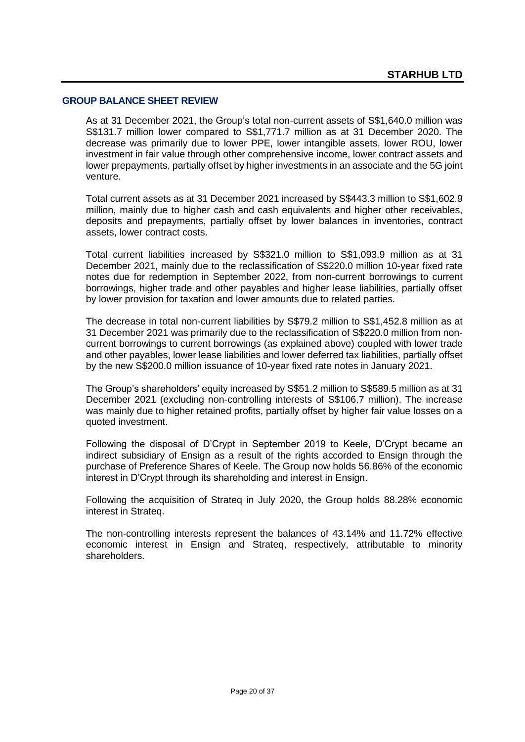## GROUP BALANCE SHEET REVIEW

As at 31 December 2021, the Group's total non-current assets of S$1,640.0 million was S$131.7 million lower compared to S$1,771.7 million as at 31 December 2020. The decrease was primarily due to lower PPE, lower intangible assets, lower ROU, lower investment in fair value through other comprehensive income, lower contract assets and lower prepayments, partially offset by higher investments in an associate and the 5G joint venture.

Total current assets as at 31 December 2021 increased by S$443.3 million to S$1,602.9 million, mainly due to higher cash and cash equivalents and higher other receivables, deposits and prepayments, partially offset by lower balances in inventories, contract assets, lower contract costs.

Total current liabilities increased by S$321.0 million to S$1,093.9 million as at 31 December 2021, mainly due to the reclassification of S$220.0 million 10-year fixed rate notes due for redemption in September 2022, from non-current borrowings to current borrowings, higher trade and other payables and higher lease liabilities, partially offset by lower provision for taxation and lower amounts due to related parties.

The decrease in total non-current liabilities by S$79.2 million to S$1,452.8 million as at 31 December 2021 was primarily due to the reclassification of S$220.0 million from non-current borrowings to current borrowings (as explained above) coupled with lower trade and other payables, lower lease liabilities and lower deferred tax liabilities, partially offset by the new S$200.0 million issuance of 10-year fixed rate notes in January 2021.

The Group's shareholders' equity increased by S$51.2 million to S$589.5 million as at 31 December 2021 (excluding non-controlling interests of S$106.7 million). The increase was mainly due to higher retained profits, partially offset by higher fair value losses on a quoted investment.

Following the disposal of D'Crypt in September 2019 to Keele, D'Crypt became an indirect subsidiary of Ensign as a result of the rights accorded to Ensign through the purchase of Preference Shares of Keele. The Group now holds 56.86% of the economic interest in D'Crypt through its shareholding and interest in Ensign.

Following the acquisition of Strateq in July 2020, the Group holds 88.28% economic interest in Strateq.

The non-controlling interests represent the balances of 43.14% and 11.72% effective economic interest in Ensign and Strateq, respectively, attributable to minority shareholders.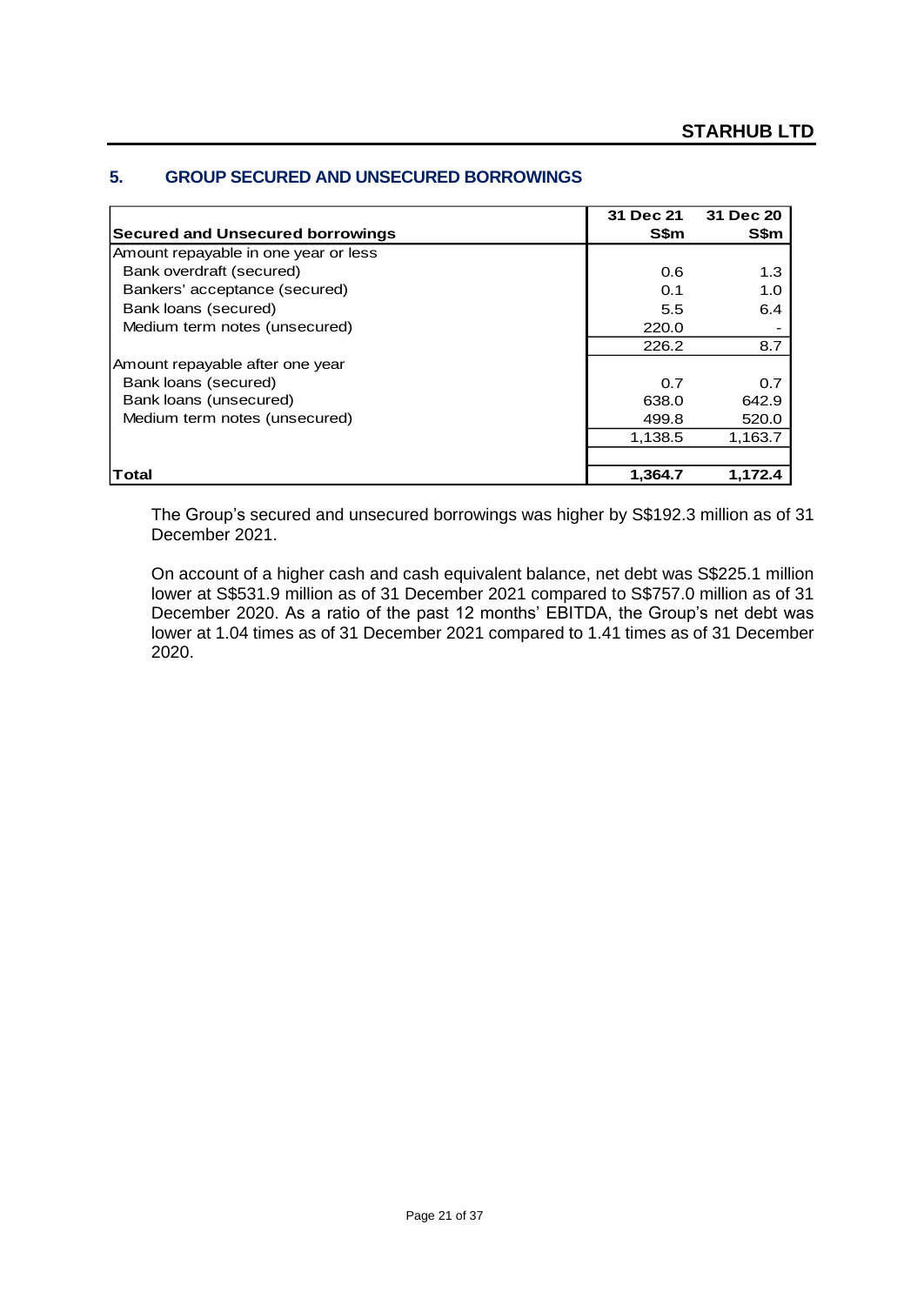## 5. GROUP SECURED AND UNSECURED BORROWINGS

| Secured and Unsecured borrowings | 31 Dec 21<br>S$m | 31 Dec 20<br>S$m |
|---|---|---|
| Amount repayable in one year or less | | |
| Bank overdraft (secured) | 0.6 | 1.3 |
| Bankers' acceptance (secured) | 0.1 | 1.0 |
| Bank loans (secured) | 5.5 | 6.4 |
| Medium term notes (unsecured) | 220.0 | - |
| | 226.2 | 8.7 |
| Amount repayable after one year | | |
| Bank loans (secured) | 0.7 | 0.7 |
| Bank loans (unsecured) | 638.0 | 642.9 |
| Medium term notes (unsecured) | 499.8 | 520.0 |
| | 1,138.5 | 1,163.7 |
| | | |
| **Total** | **1,364.7** | **1,172.4** |

The Group's secured and unsecured borrowings was higher by S$192.3 million as of 31 December 2021.

On account of a higher cash and cash equivalent balance, net debt was S$225.1 million lower at S$531.9 million as of 31 December 2021 compared to S$757.0 million as of 31 December 2020. As a ratio of the past 12 months' EBITDA, the Group's net debt was lower at 1.04 times as of 31 December 2021 compared to 1.41 times as of 31 December 2020.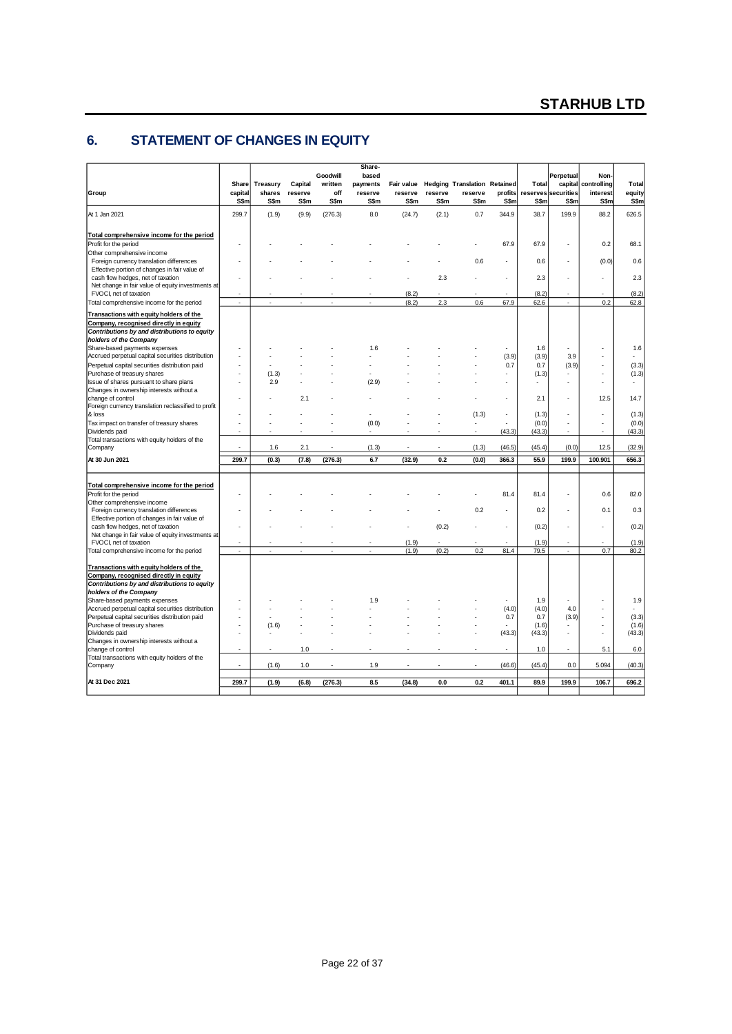## 6. STATEMENT OF CHANGES IN EQUITY

| Group | Share capital S$m | Treasury shares S$m | Capital reserve S$m | Goodwill written off S$m | Share-based payments reserve S$m | Fair value reserve S$m | Hedging reserve S$m | Translation reserve S$m | Retained profits S$m | Total reserves S$m | Perpetual capital securities S$m | Non-controlling interest S$m | Total equity S$m |
|---|---|---|---|---|---|---|---|---|---|---|---|---|---|
| At 1 Jan 2021 | 299.7 | (1.9) | (9.9) | (276.3) | 8.0 | (24.7) | (2.1) | 0.7 | 344.9 | 38.7 | 199.9 | 88.2 | 626.5 |
| **Total comprehensive income for the period** | | | | | | | | | | | | | |
| Profit for the period | - | - | - | - | - | - | - | - | 67.9 | 67.9 | - | 0.2 | 68.1 |
| Other comprehensive income | | | | | | | | | | | | | |
| Foreign currency translation differences | - | - | - | - | - | - | - | 0.6 | - | 0.6 | - | (0.0) | 0.6 |
| Effective portion of changes in fair value of cash flow hedges, net of taxation | - | - | - | - | - | - | 2.3 | - | - | 2.3 | - | - | 2.3 |
| Net change in fair value of equity investments at FVOCI, net of taxation | - | - | - | - | - | (8.2) | - | - | - | (8.2) | - | - | (8.2) |
| Total comprehensive income for the period | - | - | - | - | - | (8.2) | 2.3 | 0.6 | 67.9 | 62.6 | - | 0.2 | 62.8 |
| **Transactions with equity holders of the Company, recognised directly in equity** | | | | | | | | | | | | | |
| ***Contributions by and distributions to equity holders of the Company*** | | | | | | | | | | | | | |
| Share-based payments expenses | - | - | - | - | 1.6 | - | - | - | - | 1.6 | - | - | 1.6 |
| Accrued perpetual capital securities distribution | - | - | - | - | - | - | - | - | (3.9) | (3.9) | 3.9 | - | - |
| Perpetual capital securities distribution paid | - | - | - | - | - | - | - | - | 0.7 | 0.7 | (3.9) | - | (3.3) |
| Purchase of treasury shares | - | (1.3) | - | - | - | - | - | - | - | (1.3) | - | - | (1.3) |
| Issue of shares pursuant to share plans | - | 2.9 | - | - | (2.9) | - | - | - | - | - | - | - | - |
| Changes in ownership interests without a change of control | - | - | 2.1 | - | - | - | - | - | - | 2.1 | - | 12.5 | 14.7 |
| Foreign currency translation reclassified to profit & loss | - | - | - | - | - | - | - | (1.3) | - | (1.3) | - | - | (1.3) |
| Tax impact on transfer of treasury shares | - | - | - | - | (0.0) | - | - | - | - | (0.0) | - | - | (0.0) |
| Dividends paid | - | - | - | - | - | - | - | - | (43.3) | (43.3) | - | - | (43.3) |
| Total transactions with equity holders of the Company | - | 1.6 | 2.1 | - | (1.3) | - | - | (1.3) | (46.5) | (45.4) | (0.0) | 12.5 | (32.9) |
| **At 30 Jun 2021** | **299.7** | **(0.3)** | **(7.8)** | **(276.3)** | **6.7** | **(32.9)** | **0.2** | **(0.0)** | **366.3** | **55.9** | **199.9** | **100.901** | **656.3** |
| **Total comprehensive income for the period** | | | | | | | | | | | | | |
| Profit for the period | - | - | - | - | - | - | - | - | 81.4 | 81.4 | - | 0.6 | 82.0 |
| Other comprehensive income | | | | | | | | | | | | | |
| Foreign currency translation differences | - | - | - | - | - | - | - | 0.2 | - | 0.2 | - | 0.1 | 0.3 |
| Effective portion of changes in fair value of cash flow hedges, net of taxation | - | - | - | - | - | - | (0.2) | - | - | (0.2) | - | - | (0.2) |
| Net change in fair value of equity investments at FVOCI, net of taxation | - | - | - | - | - | (1.9) | - | - | - | (1.9) | - | - | (1.9) |
| Total comprehensive income for the period | - | - | - | - | - | (1.9) | (0.2) | 0.2 | 81.4 | 79.5 | - | 0.7 | 80.2 |
| **Transactions with equity holders of the Company, recognised directly in equity** | | | | | | | | | | | | | |
| ***Contributions by and distributions to equity holders of the Company*** | | | | | | | | | | | | | |
| Share-based payments expenses | - | - | - | - | 1.9 | - | - | - | - | 1.9 | - | - | 1.9 |
| Accrued perpetual capital securities distribution | - | - | - | - | - | - | - | - | (4.0) | (4.0) | 4.0 | - | - |
| Perpetual capital securities distribution paid | - | - | - | - | - | - | - | - | 0.7 | 0.7 | (3.9) | - | (3.3) |
| Purchase of treasury shares | - | (1.6) | - | - | - | - | - | - | - | (1.6) | - | - | (1.6) |
| Dividends paid | - | - | - | - | - | - | - | - | (43.3) | (43.3) | - | - | (43.3) |
| Changes in ownership interests without a change of control | - | - | 1.0 | - | - | - | - | - | - | 1.0 | - | 5.1 | 6.0 |
| Total transactions with equity holders of the Company | - | (1.6) | 1.0 | - | 1.9 | - | - | - | (46.6) | (45.4) | 0.0 | 5.094 | (40.3) |
| **At 31 Dec 2021** | **299.7** | **(1.9)** | **(6.8)** | **(276.3)** | **8.5** | **(34.8)** | **0.0** | **0.2** | **401.1** | **89.9** | **199.9** | **106.7** | **696.2** |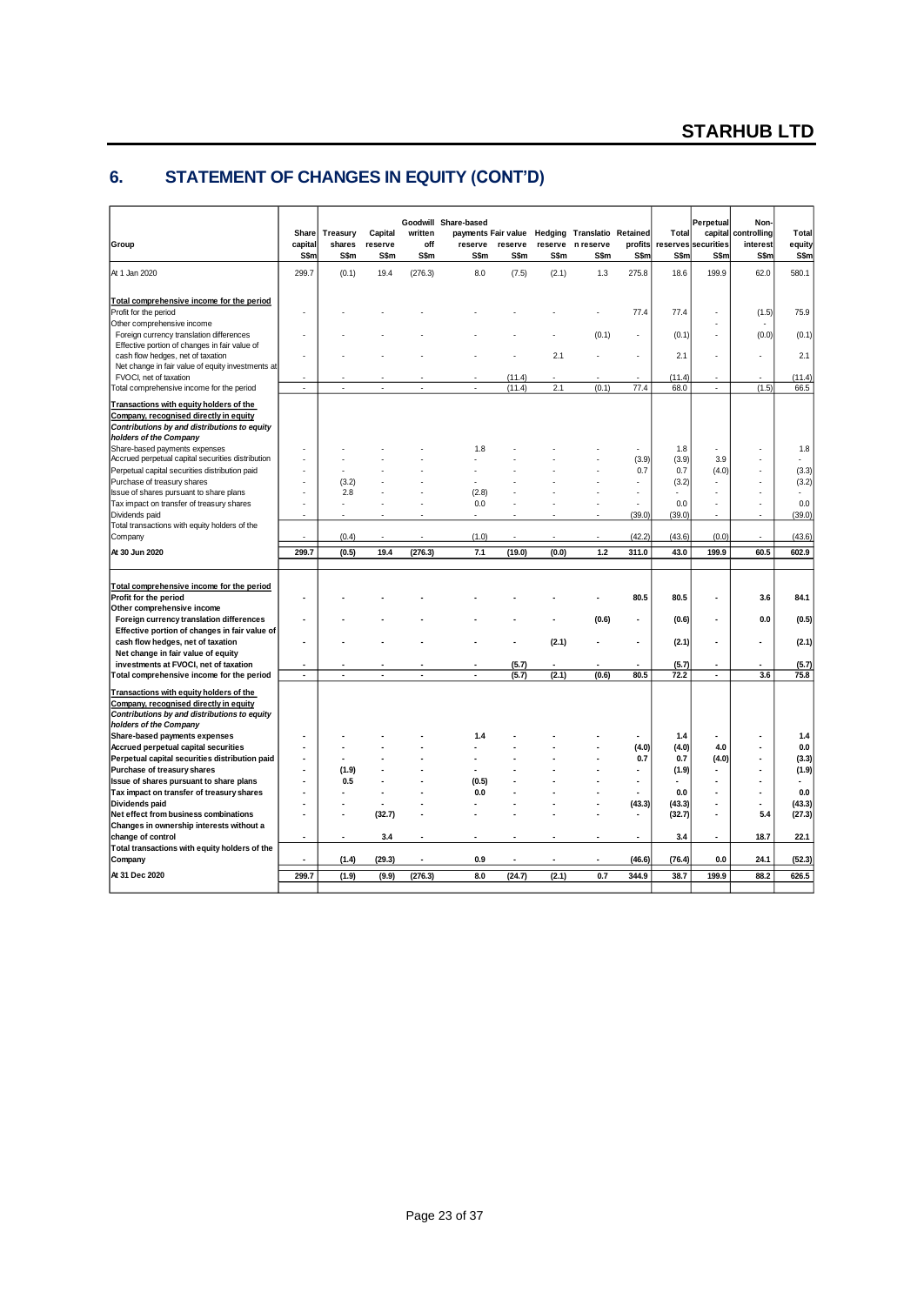# 6. STATEMENT OF CHANGES IN EQUITY (CONT'D)

| Group | Share capital S$m | Treasury shares S$m | Capital reserve S$m | Goodwill written off S$m | Share-based payments reserve S$m | Fair value reserve S$m | Hedging reserve S$m | Translation reserve S$m | Retained profits S$m | Total reserves S$m | Perpetual capital securities S$m | Non-controlling interest S$m | Total equity S$m |
|---|---|---|---|---|---|---|---|---|---|---|---|---|---|
| At 1 Jan 2020 | 299.7 | (0.1) | 19.4 | (276.3) | 8.0 | (7.5) | (2.1) | 1.3 | 275.8 | 18.6 | 199.9 | 62.0 | 580.1 |
| **Total comprehensive income for the period** | | | | | | | | | | | | | |
| Profit for the period | - | - | - | - | - | - | - | - | 77.4 | 77.4 | - | (1.5) | 75.9 |
| Other comprehensive income | | | | | | | | | | | - | - | |
| Foreign currency translation differences | - | - | - | - | - | - | - | (0.1) | - | (0.1) | - | (0.0) | (0.1) |
| Effective portion of changes in fair value of cash flow hedges, net of taxation | - | - | - | - | - | - | 2.1 | - | - | 2.1 | - | - | 2.1 |
| Net change in fair value of equity investments at FVOCI, net of taxation | - | - | - | - | - | (11.4) | - | - | - | (11.4) | - | - | (11.4) |
| Total comprehensive income for the period | - | - | - | - | - | (11.4) | 2.1 | (0.1) | 77.4 | 68.0 | - | (1.5) | 66.5 |
| ***Transactions with equity holders of the Company, recognised directly in equity*** | | | | | | | | | | | | | |
| ***Contributions by and distributions to equity holders of the Company*** | | | | | | | | | | | | | |
| Share-based payments expenses | - | - | - | - | 1.8 | - | - | - | - | 1.8 | - | - | 1.8 |
| Accrued perpetual capital securities distribution | - | - | - | - | - | - | - | - | (3.9) | (3.9) | 3.9 | - | - |
| Perpetual capital securities distribution paid | - | - | - | - | - | - | - | - | 0.7 | 0.7 | (4.0) | - | (3.3) |
| Purchase of treasury shares | - | (3.2) | - | - | - | - | - | - | - | (3.2) | - | - | (3.2) |
| Issue of shares pursuant to share plans | - | 2.8 | - | - | (2.8) | - | - | - | - | - | - | - | - |
| Tax impact on transfer of treasury shares | - | - | - | - | 0.0 | - | - | - | - | 0.0 | - | - | 0.0 |
| Dividends paid | - | - | - | - | - | - | - | - | (39.0) | (39.0) | - | - | (39.0) |
| Total transactions with equity holders of the Company | - | (0.4) | - | - | (1.0) | - | - | - | (42.2) | (43.6) | (0.0) | - | (43.6) |
| **At 30 Jun 2020** | **299.7** | **(0.5)** | **19.4** | **(276.3)** | **7.1** | **(19.0)** | **(0.0)** | **1.2** | **311.0** | **43.0** | **199.9** | **60.5** | **602.9** |
| **Total comprehensive income for the period** | | | | | | | | | | | | | |
| **Profit for the period** | - | - | - | - | - | - | - | - | **80.5** | **80.5** | - | **3.6** | **84.1** |
| **Other comprehensive income** | | | | | | | | | | | | | |
| **Foreign currency translation differences** | - | - | - | - | - | - | - | **(0.6)** | - | **(0.6)** | - | **0.0** | **(0.5)** |
| **Effective portion of changes in fair value of cash flow hedges, net of taxation** | - | - | - | - | - | - | **(2.1)** | - | - | **(2.1)** | - | - | **(2.1)** |
| **Net change in fair value of equity investments at FVOCI, net of taxation** | - | - | - | - | - | **(5.7)** | - | - | - | **(5.7)** | - | - | **(5.7)** |
| **Total comprehensive income for the period** | - | - | - | - | - | **(5.7)** | **(2.1)** | **(0.6)** | **80.5** | **72.2** | - | **3.6** | **75.8** |
| ***Transactions with equity holders of the Company, recognised directly in equity*** | | | | | | | | | | | | | |
| ***Contributions by and distributions to equity holders of the Company*** | | | | | | | | | | | | | |
| **Share-based payments expenses** | - | - | - | - | **1.4** | - | - | - | - | **1.4** | - | - | **1.4** |
| **Accrued perpetual capital securities** | - | - | - | - | - | - | - | - | **(4.0)** | **(4.0)** | **4.0** | - | **0.0** |
| **Perpetual capital securities distribution paid** | - | - | - | - | - | - | - | - | **0.7** | **0.7** | **(4.0)** | - | **(3.3)** |
| **Purchase of treasury shares** | - | **(1.9)** | - | - | - | - | - | - | - | **(1.9)** | - | - | **(1.9)** |
| **Issue of shares pursuant to share plans** | - | **0.5** | - | - | **(0.5)** | - | - | - | - | - | - | - | - |
| **Tax impact on transfer of treasury shares** | - | - | - | - | **0.0** | - | - | - | - | **0.0** | - | - | **0.0** |
| **Dividends paid** | - | - | - | - | - | - | - | - | **(43.3)** | **(43.3)** | - | - | **(43.3)** |
| **Net effect from business combinations** | - | - | **(32.7)** | - | - | - | - | - | - | **(32.7)** | - | **5.4** | **(27.3)** |
| **Changes in ownership interests without a change of control** | - | - | **3.4** | - | - | - | - | - | - | **3.4** | - | **18.7** | **22.1** |
| **Total transactions with equity holders of the Company** | - | **(1.4)** | **(29.3)** | - | **0.9** | - | - | - | **(46.6)** | **(76.4)** | **0.0** | **24.1** | **(52.3)** |
| **At 31 Dec 2020** | **299.7** | **(1.9)** | **(9.9)** | **(276.3)** | **8.0** | **(24.7)** | **(2.1)** | **0.7** | **344.9** | **38.7** | **199.9** | **88.2** | **626.5** |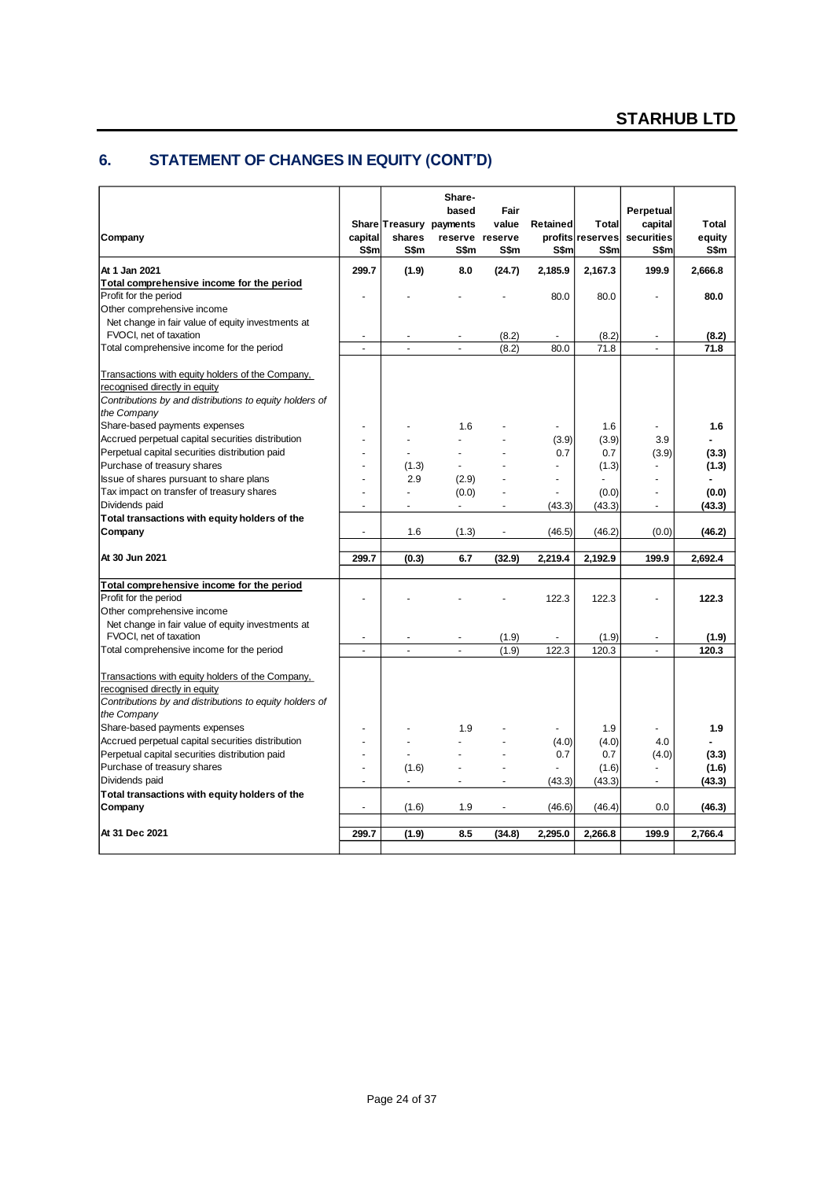## 6. STATEMENT OF CHANGES IN EQUITY (CONT'D)

| Company | Share capital S$m | Treasury shares S$m | Share-based payments reserve S$m | Fair value reserve S$m | Retained profits S$m | Total reserves S$m | Perpetual capital securities S$m | Total equity S$m |
|---|---|---|---|---|---|---|---|---|
| **At 1 Jan 2021** | **299.7** | **(1.9)** | **8.0** | **(24.7)** | **2,185.9** | **2,167.3** | **199.9** | **2,666.8** |
| **Total comprehensive income for the period** | | | | | | | | |
| Profit for the period | - | - | - | - | 80.0 | 80.0 | - | **80.0** |
| Other comprehensive income | | | | | | | | |
| Net change in fair value of equity investments at FVOCI, net of taxation | - | - | - | (8.2) | - | (8.2) | - | **(8.2)** |
| Total comprehensive income for the period | - | - | - | (8.2) | 80.0 | 71.8 | - | **71.8** |
| Transactions with equity holders of the Company, recognised directly in equity | | | | | | | | |
| *Contributions by and distributions to equity holders of the Company* | | | | | | | | |
| Share-based payments expenses | - | - | 1.6 | - | - | 1.6 | - | **1.6** |
| Accrued perpetual capital securities distribution | - | - | - | - | (3.9) | (3.9) | 3.9 | **-** |
| Perpetual capital securities distribution paid | - | - | - | - | 0.7 | 0.7 | (3.9) | **(3.3)** |
| Purchase of treasury shares | - | (1.3) | - | - | - | (1.3) | - | **(1.3)** |
| Issue of shares pursuant to share plans | - | 2.9 | (2.9) | - | - | - | - | **-** |
| Tax impact on transfer of treasury shares | - | - | (0.0) | - | - | (0.0) | - | **(0.0)** |
| Dividends paid | - | - | - | - | (43.3) | (43.3) | - | **(43.3)** |
| **Total transactions with equity holders of the Company** | - | 1.6 | (1.3) | - | (46.5) | (46.2) | (0.0) | **(46.2)** |
| **At 30 Jun 2021** | **299.7** | **(0.3)** | **6.7** | **(32.9)** | **2,219.4** | **2,192.9** | **199.9** | **2,692.4** |
| **Total comprehensive income for the period** | | | | | | | | |
| Profit for the period | - | - | - | - | 122.3 | 122.3 | - | **122.3** |
| Other comprehensive income | | | | | | | | |
| Net change in fair value of equity investments at FVOCI, net of taxation | - | - | - | (1.9) | - | (1.9) | - | **(1.9)** |
| Total comprehensive income for the period | - | - | - | (1.9) | 122.3 | 120.3 | - | **120.3** |
| Transactions with equity holders of the Company, recognised directly in equity | | | | | | | | |
| *Contributions by and distributions to equity holders of the Company* | | | | | | | | |
| Share-based payments expenses | - | - | 1.9 | - | - | 1.9 | - | **1.9** |
| Accrued perpetual capital securities distribution | - | - | - | - | (4.0) | (4.0) | 4.0 | **-** |
| Perpetual capital securities distribution paid | - | - | - | - | 0.7 | 0.7 | (4.0) | **(3.3)** |
| Purchase of treasury shares | - | (1.6) | - | - | - | (1.6) | - | **(1.6)** |
| Dividends paid | - | - | - | - | (43.3) | (43.3) | - | **(43.3)** |
| **Total transactions with equity holders of the Company** | - | (1.6) | 1.9 | - | (46.6) | (46.4) | 0.0 | **(46.3)** |
| **At 31 Dec 2021** | **299.7** | **(1.9)** | **8.5** | **(34.8)** | **2,295.0** | **2,266.8** | **199.9** | **2,766.4** |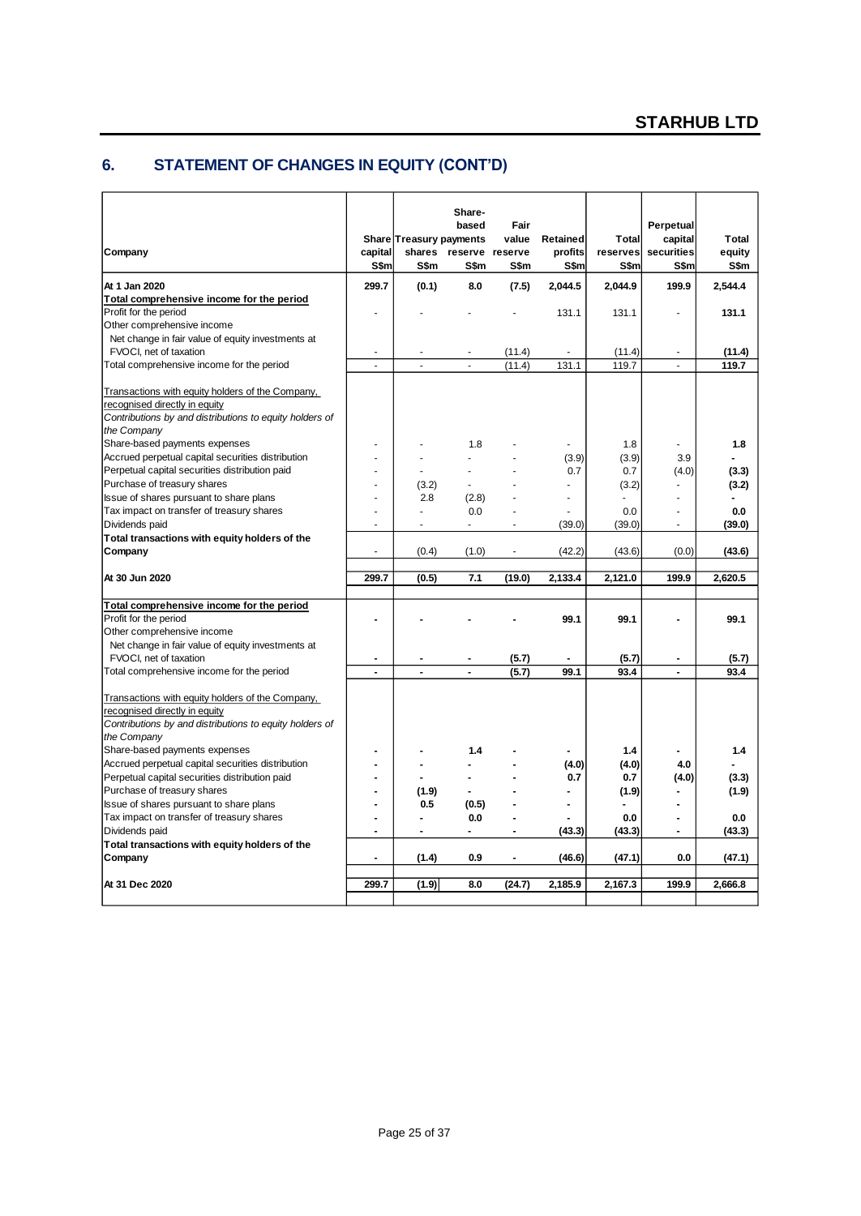## 6. STATEMENT OF CHANGES IN EQUITY (CONT'D)

| Company | Share capital S$m | Treasury shares S$m | Share-based payments reserve S$m | Fair value reserve S$m | Retained profits S$m | Total reserves S$m | Perpetual capital securities S$m | Total equity S$m |
|---|---|---|---|---|---|---|---|---|
| **At 1 Jan 2020** | **299.7** | **(0.1)** | **8.0** | **(7.5)** | **2,044.5** | **2,044.9** | **199.9** | **2,544.4** |
| Total comprehensive income for the period | | | | | | | | |
| Profit for the period | - | - | - | - | 131.1 | 131.1 | - | **131.1** |
| Other comprehensive income | | | | | | | | |
| Net change in fair value of equity investments at FVOCI, net of taxation | - | - | - | (11.4) | - | (11.4) | - | **(11.4)** |
| Total comprehensive income for the period | - | - | - | (11.4) | 131.1 | 119.7 | - | **119.7** |
| Transactions with equity holders of the Company, recognised directly in equity | | | | | | | | |
| *Contributions by and distributions to equity holders of the Company* | | | | | | | | |
| Share-based payments expenses | - | - | 1.8 | - | - | 1.8 | - | **1.8** |
| Accrued perpetual capital securities distribution | - | - | - | - | (3.9) | (3.9) | 3.9 | **-** |
| Perpetual capital securities distribution paid | - | - | - | - | 0.7 | 0.7 | (4.0) | **(3.3)** |
| Purchase of treasury shares | - | (3.2) | - | - | - | (3.2) | - | **(3.2)** |
| Issue of shares pursuant to share plans | - | 2.8 | (2.8) | - | - | - | - | **-** |
| Tax impact on transfer of treasury shares | - | - | 0.0 | - | - | 0.0 | - | **0.0** |
| Dividends paid | - | - | - | - | (39.0) | (39.0) | - | **(39.0)** |
| **Total transactions with equity holders of the Company** | - | (0.4) | (1.0) | - | (42.2) | (43.6) | (0.0) | **(43.6)** |
| **At 30 Jun 2020** | **299.7** | **(0.5)** | **7.1** | **(19.0)** | **2,133.4** | **2,121.0** | **199.9** | **2,620.5** |
| **Total comprehensive income for the period** | | | | | | | | |
| Profit for the period | **-** | **-** | **-** | **-** | **99.1** | **99.1** | **-** | **99.1** |
| Other comprehensive income | | | | | | | | |
| Net change in fair value of equity investments at FVOCI, net of taxation | **-** | **-** | **-** | **(5.7)** | **-** | **(5.7)** | **-** | **(5.7)** |
| Total comprehensive income for the period | **-** | **-** | **-** | **(5.7)** | **99.1** | **93.4** | **-** | **93.4** |
| Transactions with equity holders of the Company, recognised directly in equity | | | | | | | | |
| *Contributions by and distributions to equity holders of the Company* | | | | | | | | |
| Share-based payments expenses | **-** | **-** | **1.4** | **-** | **-** | **1.4** | **-** | **1.4** |
| Accrued perpetual capital securities distribution | **-** | **-** | **-** | **-** | **(4.0)** | **(4.0)** | **4.0** | **-** |
| Perpetual capital securities distribution paid | **-** | **-** | **-** | **-** | **0.7** | **0.7** | **(4.0)** | **(3.3)** |
| Purchase of treasury shares | **-** | **(1.9)** | **-** | **-** | **-** | **(1.9)** | **-** | **(1.9)** |
| Issue of shares pursuant to share plans | **-** | **0.5** | **(0.5)** | **-** | **-** | **-** | **-** | |
| Tax impact on transfer of treasury shares | **-** | **-** | **0.0** | **-** | **-** | **0.0** | **-** | **0.0** |
| Dividends paid | **-** | **-** | **-** | **-** | **(43.3)** | **(43.3)** | **-** | **(43.3)** |
| **Total transactions with equity holders of the Company** | **-** | **(1.4)** | **0.9** | **-** | **(46.6)** | **(47.1)** | **0.0** | **(47.1)** |
| **At 31 Dec 2020** | **299.7** | **(1.9)** | **8.0** | **(24.7)** | **2,185.9** | **2,167.3** | **199.9** | **2,666.8** |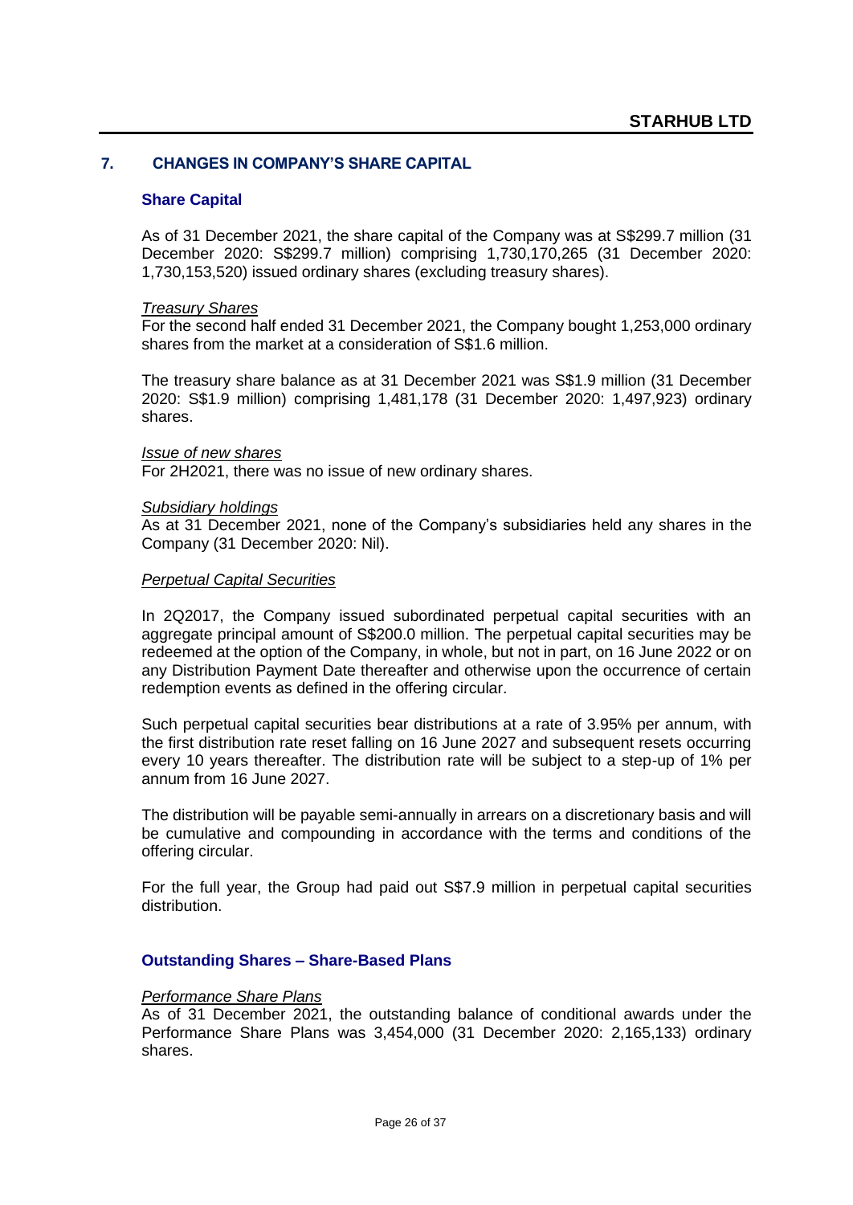## 7. CHANGES IN COMPANY'S SHARE CAPITAL

### Share Capital

As of 31 December 2021, the share capital of the Company was at S$299.7 million (31 December 2020: S$299.7 million) comprising 1,730,170,265 (31 December 2020: 1,730,153,520) issued ordinary shares (excluding treasury shares).

*Treasury Shares*

For the second half ended 31 December 2021, the Company bought 1,253,000 ordinary shares from the market at a consideration of S$1.6 million.

The treasury share balance as at 31 December 2021 was S$1.9 million (31 December 2020: S$1.9 million) comprising 1,481,178 (31 December 2020: 1,497,923) ordinary shares.

*Issue of new shares*

For 2H2021, there was no issue of new ordinary shares.

*Subsidiary holdings*

As at 31 December 2021, none of the Company's subsidiaries held any shares in the Company (31 December 2020: Nil).

*Perpetual Capital Securities*

In 2Q2017, the Company issued subordinated perpetual capital securities with an aggregate principal amount of S$200.0 million. The perpetual capital securities may be redeemed at the option of the Company, in whole, but not in part, on 16 June 2022 or on any Distribution Payment Date thereafter and otherwise upon the occurrence of certain redemption events as defined in the offering circular.

Such perpetual capital securities bear distributions at a rate of 3.95% per annum, with the first distribution rate reset falling on 16 June 2027 and subsequent resets occurring every 10 years thereafter. The distribution rate will be subject to a step-up of 1% per annum from 16 June 2027.

The distribution will be payable semi-annually in arrears on a discretionary basis and will be cumulative and compounding in accordance with the terms and conditions of the offering circular.

For the full year, the Group had paid out S$7.9 million in perpetual capital securities distribution.

### Outstanding Shares – Share-Based Plans

*Performance Share Plans*

As of 31 December 2021, the outstanding balance of conditional awards under the Performance Share Plans was 3,454,000 (31 December 2020: 2,165,133) ordinary shares.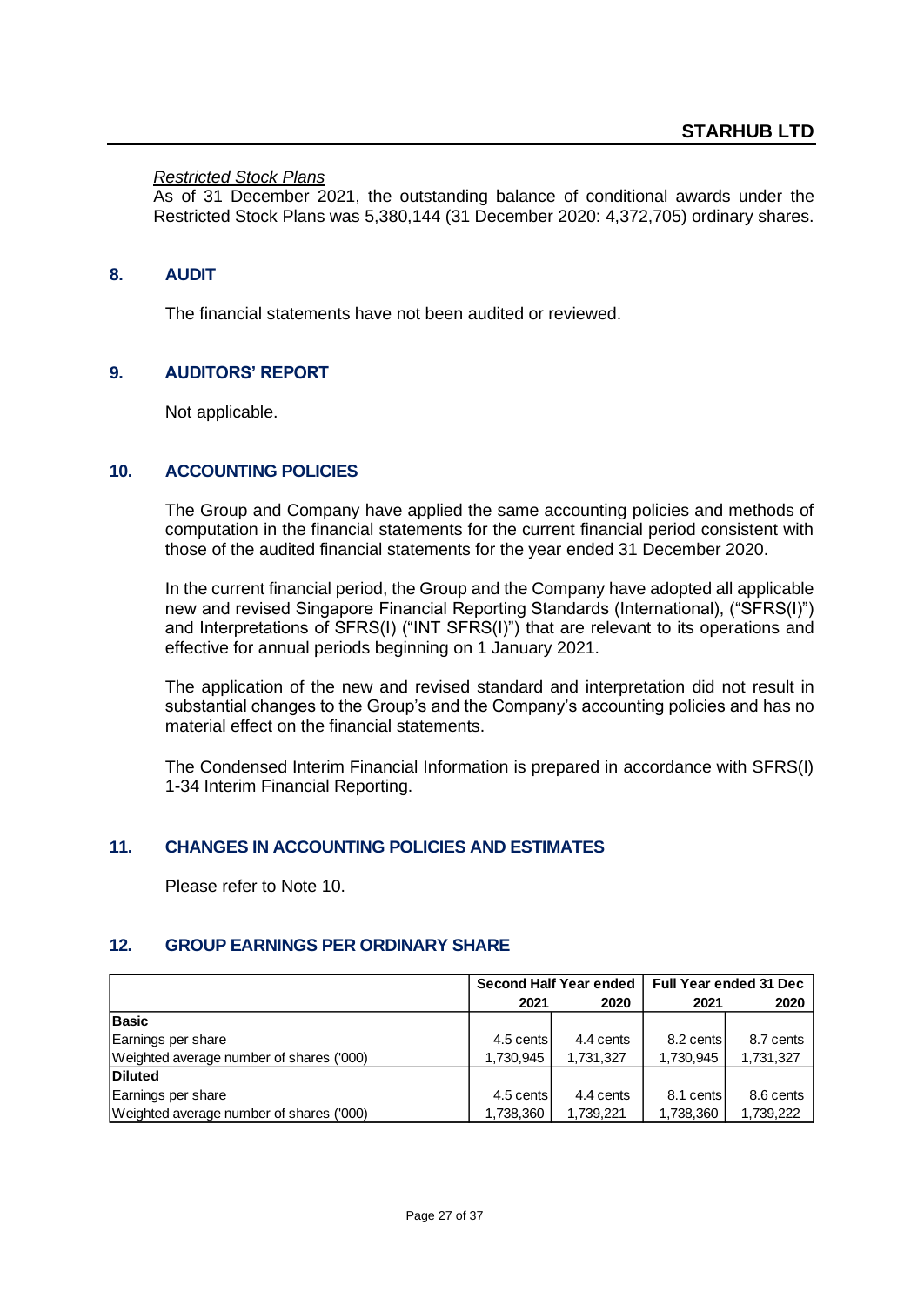*Restricted Stock Plans*

As of 31 December 2021, the outstanding balance of conditional awards under the Restricted Stock Plans was 5,380,144 (31 December 2020: 4,372,705) ordinary shares.

## 8. AUDIT

The financial statements have not been audited or reviewed.

## 9. AUDITORS' REPORT

Not applicable.

## 10. ACCOUNTING POLICIES

The Group and Company have applied the same accounting policies and methods of computation in the financial statements for the current financial period consistent with those of the audited financial statements for the year ended 31 December 2020.

In the current financial period, the Group and the Company have adopted all applicable new and revised Singapore Financial Reporting Standards (International), ("SFRS(I)") and Interpretations of SFRS(I) ("INT SFRS(I)") that are relevant to its operations and effective for annual periods beginning on 1 January 2021.

The application of the new and revised standard and interpretation did not result in substantial changes to the Group's and the Company's accounting policies and has no material effect on the financial statements.

The Condensed Interim Financial Information is prepared in accordance with SFRS(I) 1-34 Interim Financial Reporting.

## 11. CHANGES IN ACCOUNTING POLICIES AND ESTIMATES

Please refer to Note 10.

## 12. GROUP EARNINGS PER ORDINARY SHARE

| | Second Half Year ended | | Full Year ended 31 Dec | |
|---|---|---|---|---|
| | 2021 | 2020 | 2021 | 2020 |
| **Basic** | | | | |
| Earnings per share | 4.5 cents | 4.4 cents | 8.2 cents | 8.7 cents |
| Weighted average number of shares ('000) | 1,730,945 | 1,731,327 | 1,730,945 | 1,731,327 |
| **Diluted** | | | | |
| Earnings per share | 4.5 cents | 4.4 cents | 8.1 cents | 8.6 cents |
| Weighted average number of shares ('000) | 1,738,360 | 1,739,221 | 1,738,360 | 1,739,222 |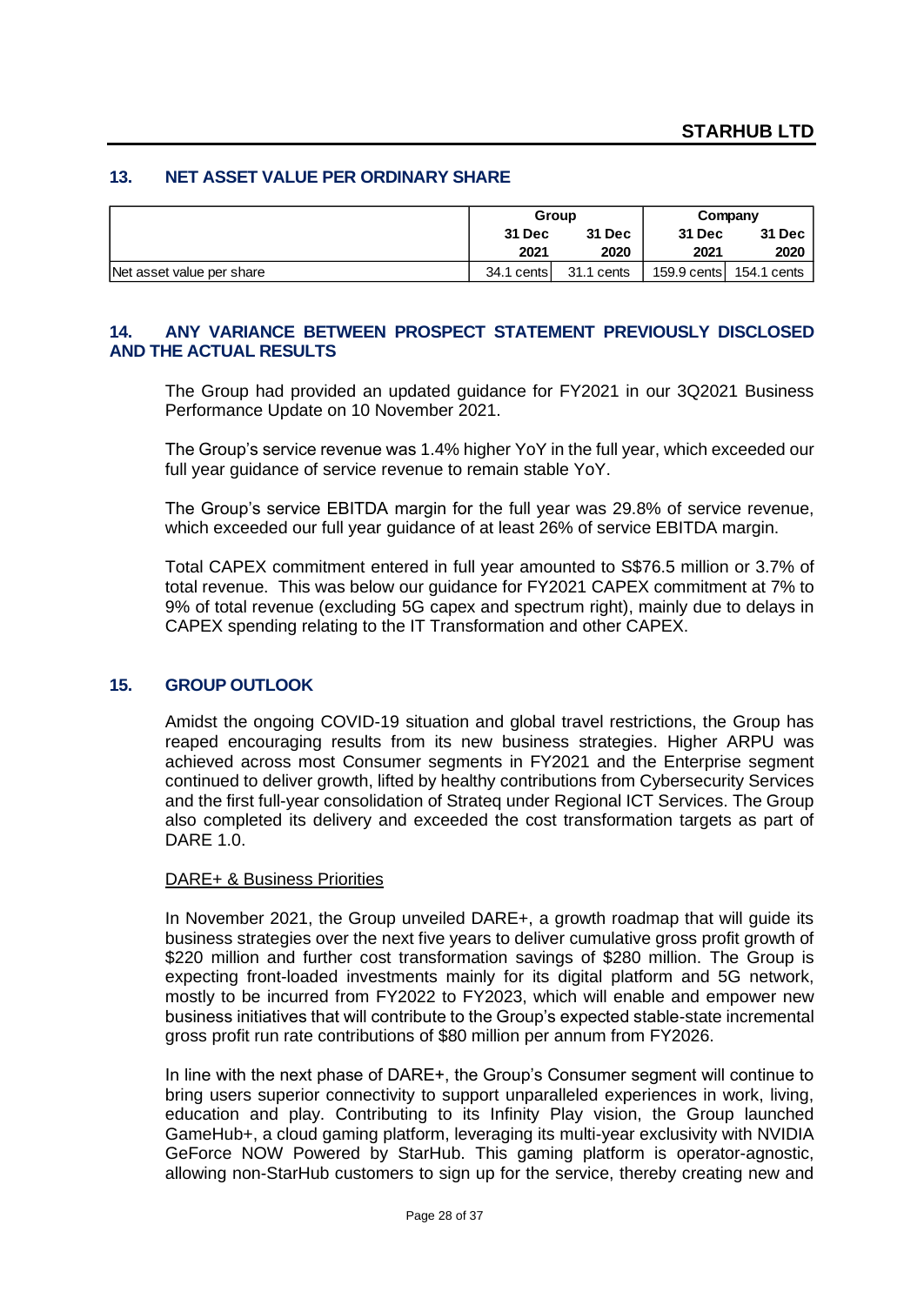## 13. NET ASSET VALUE PER ORDINARY SHARE

| | Group | | Company | |
|---|---|---|---|---|
| | 31 Dec 2021 | 31 Dec 2020 | 31 Dec 2021 | 31 Dec 2020 |
| Net asset value per share | 34.1 cents | 31.1 cents | 159.9 cents | 154.1 cents |

## 14. ANY VARIANCE BETWEEN PROSPECT STATEMENT PREVIOUSLY DISCLOSED AND THE ACTUAL RESULTS

The Group had provided an updated guidance for FY2021 in our 3Q2021 Business Performance Update on 10 November 2021.

The Group's service revenue was 1.4% higher YoY in the full year, which exceeded our full year guidance of service revenue to remain stable YoY.

The Group's service EBITDA margin for the full year was 29.8% of service revenue, which exceeded our full year guidance of at least 26% of service EBITDA margin.

Total CAPEX commitment entered in full year amounted to S$76.5 million or 3.7% of total revenue. This was below our guidance for FY2021 CAPEX commitment at 7% to 9% of total revenue (excluding 5G capex and spectrum right), mainly due to delays in CAPEX spending relating to the IT Transformation and other CAPEX.

## 15. GROUP OUTLOOK

Amidst the ongoing COVID-19 situation and global travel restrictions, the Group has reaped encouraging results from its new business strategies. Higher ARPU was achieved across most Consumer segments in FY2021 and the Enterprise segment continued to deliver growth, lifted by healthy contributions from Cybersecurity Services and the first full-year consolidation of Strateq under Regional ICT Services. The Group also completed its delivery and exceeded the cost transformation targets as part of DARE 1.0.

DARE+ & Business Priorities

In November 2021, the Group unveiled DARE+, a growth roadmap that will guide its business strategies over the next five years to deliver cumulative gross profit growth of $220 million and further cost transformation savings of $280 million. The Group is expecting front-loaded investments mainly for its digital platform and 5G network, mostly to be incurred from FY2022 to FY2023, which will enable and empower new business initiatives that will contribute to the Group's expected stable-state incremental gross profit run rate contributions of $80 million per annum from FY2026.

In line with the next phase of DARE+, the Group's Consumer segment will continue to bring users superior connectivity to support unparalleled experiences in work, living, education and play. Contributing to its Infinity Play vision, the Group launched GameHub+, a cloud gaming platform, leveraging its multi-year exclusivity with NVIDIA GeForce NOW Powered by StarHub. This gaming platform is operator-agnostic, allowing non-StarHub customers to sign up for the service, thereby creating new and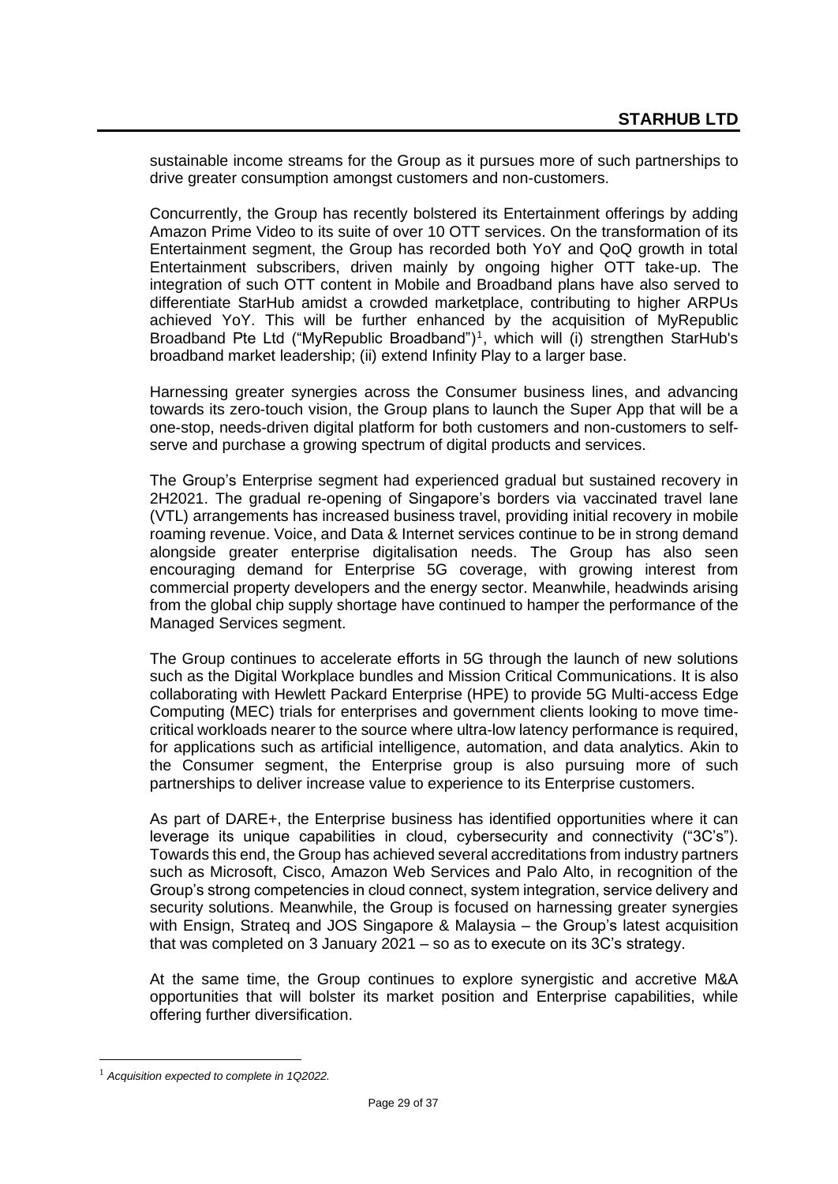sustainable income streams for the Group as it pursues more of such partnerships to drive greater consumption amongst customers and non-customers.

Concurrently, the Group has recently bolstered its Entertainment offerings by adding Amazon Prime Video to its suite of over 10 OTT services. On the transformation of its Entertainment segment, the Group has recorded both YoY and QoQ growth in total Entertainment subscribers, driven mainly by ongoing higher OTT take-up. The integration of such OTT content in Mobile and Broadband plans have also served to differentiate StarHub amidst a crowded marketplace, contributing to higher ARPUs achieved YoY. This will be further enhanced by the acquisition of MyRepublic Broadband Pte Ltd ("MyRepublic Broadband")[1], which will (i) strengthen StarHub's broadband market leadership; (ii) extend Infinity Play to a larger base.

Harnessing greater synergies across the Consumer business lines, and advancing towards its zero-touch vision, the Group plans to launch the Super App that will be a one-stop, needs-driven digital platform for both customers and non-customers to self-serve and purchase a growing spectrum of digital products and services.

The Group's Enterprise segment had experienced gradual but sustained recovery in 2H2021. The gradual re-opening of Singapore's borders via vaccinated travel lane (VTL) arrangements has increased business travel, providing initial recovery in mobile roaming revenue. Voice, and Data & Internet services continue to be in strong demand alongside greater enterprise digitalisation needs. The Group has also seen encouraging demand for Enterprise 5G coverage, with growing interest from commercial property developers and the energy sector. Meanwhile, headwinds arising from the global chip supply shortage have continued to hamper the performance of the Managed Services segment.

The Group continues to accelerate efforts in 5G through the launch of new solutions such as the Digital Workplace bundles and Mission Critical Communications. It is also collaborating with Hewlett Packard Enterprise (HPE) to provide 5G Multi-access Edge Computing (MEC) trials for enterprises and government clients looking to move time-critical workloads nearer to the source where ultra-low latency performance is required, for applications such as artificial intelligence, automation, and data analytics. Akin to the Consumer segment, the Enterprise group is also pursuing more of such partnerships to deliver increase value to experience to its Enterprise customers.

As part of DARE+, the Enterprise business has identified opportunities where it can leverage its unique capabilities in cloud, cybersecurity and connectivity ("3C's"). Towards this end, the Group has achieved several accreditations from industry partners such as Microsoft, Cisco, Amazon Web Services and Palo Alto, in recognition of the Group's strong competencies in cloud connect, system integration, service delivery and security solutions. Meanwhile, the Group is focused on harnessing greater synergies with Ensign, Strateq and JOS Singapore & Malaysia – the Group's latest acquisition that was completed on 3 January 2021 – so as to execute on its 3C's strategy.

At the same time, the Group continues to explore synergistic and accretive M&A opportunities that will bolster its market position and Enterprise capabilities, while offering further diversification.

---

[1] *Acquisition expected to complete in 1Q2022.*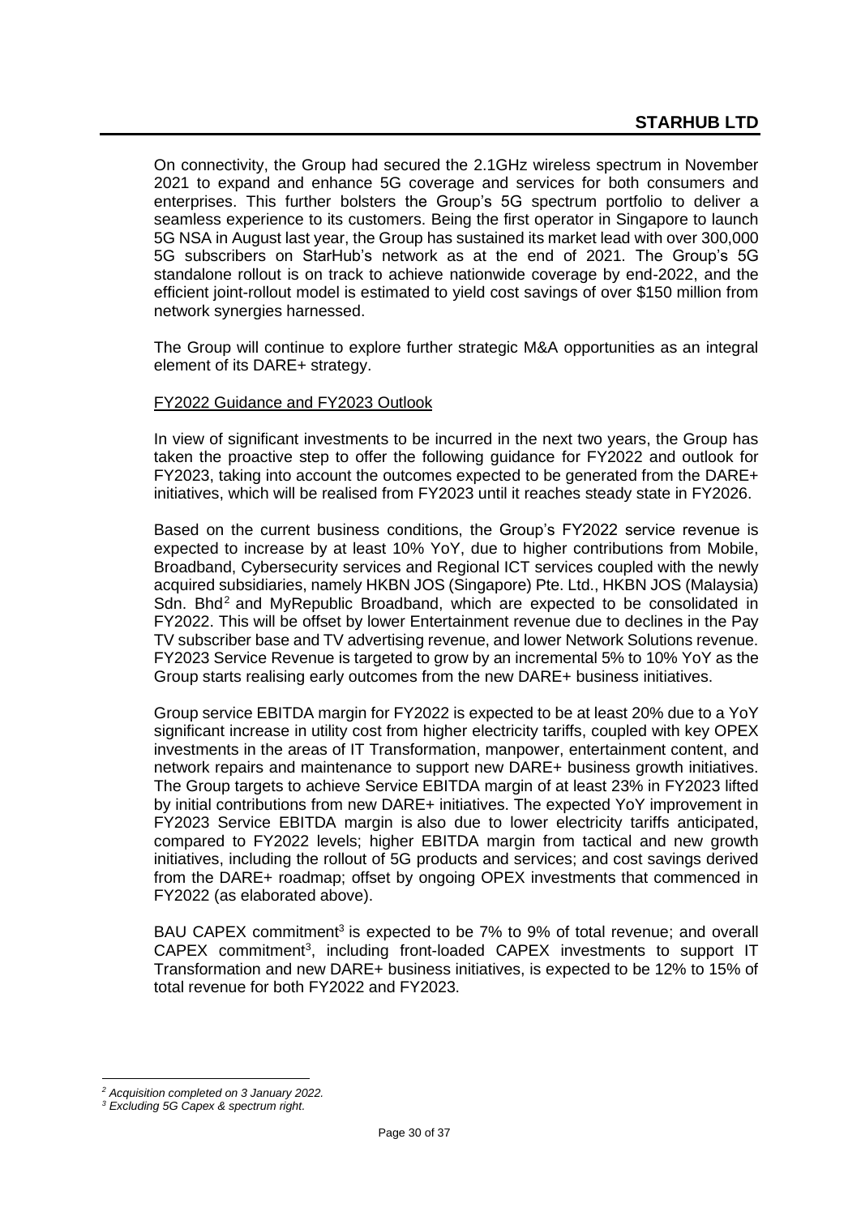On connectivity, the Group had secured the 2.1GHz wireless spectrum in November 2021 to expand and enhance 5G coverage and services for both consumers and enterprises. This further bolsters the Group's 5G spectrum portfolio to deliver a seamless experience to its customers. Being the first operator in Singapore to launch 5G NSA in August last year, the Group has sustained its market lead with over 300,000 5G subscribers on StarHub's network as at the end of 2021. The Group's 5G standalone rollout is on track to achieve nationwide coverage by end-2022, and the efficient joint-rollout model is estimated to yield cost savings of over $150 million from network synergies harnessed.

The Group will continue to explore further strategic M&A opportunities as an integral element of its DARE+ strategy.

## FY2022 Guidance and FY2023 Outlook

In view of significant investments to be incurred in the next two years, the Group has taken the proactive step to offer the following guidance for FY2022 and outlook for FY2023, taking into account the outcomes expected to be generated from the DARE+ initiatives, which will be realised from FY2023 until it reaches steady state in FY2026.

Based on the current business conditions, the Group's FY2022 service revenue is expected to increase by at least 10% YoY, due to higher contributions from Mobile, Broadband, Cybersecurity services and Regional ICT services coupled with the newly acquired subsidiaries, namely HKBN JOS (Singapore) Pte. Ltd., HKBN JOS (Malaysia) Sdn. Bhd[2] and MyRepublic Broadband, which are expected to be consolidated in FY2022. This will be offset by lower Entertainment revenue due to declines in the Pay TV subscriber base and TV advertising revenue, and lower Network Solutions revenue. FY2023 Service Revenue is targeted to grow by an incremental 5% to 10% YoY as the Group starts realising early outcomes from the new DARE+ business initiatives.

Group service EBITDA margin for FY2022 is expected to be at least 20% due to a YoY significant increase in utility cost from higher electricity tariffs, coupled with key OPEX investments in the areas of IT Transformation, manpower, entertainment content, and network repairs and maintenance to support new DARE+ business growth initiatives. The Group targets to achieve Service EBITDA margin of at least 23% in FY2023 lifted by initial contributions from new DARE+ initiatives. The expected YoY improvement in FY2023 Service EBITDA margin is also due to lower electricity tariffs anticipated, compared to FY2022 levels; higher EBITDA margin from tactical and new growth initiatives, including the rollout of 5G products and services; and cost savings derived from the DARE+ roadmap; offset by ongoing OPEX investments that commenced in FY2022 (as elaborated above).

BAU CAPEX commitment[3] is expected to be 7% to 9% of total revenue; and overall CAPEX commitment[3], including front-loaded CAPEX investments to support IT Transformation and new DARE+ business initiatives, is expected to be 12% to 15% of total revenue for both FY2022 and FY2023.

---

*[2] Acquisition completed on 3 January 2022.*

*[3] Excluding 5G Capex & spectrum right.*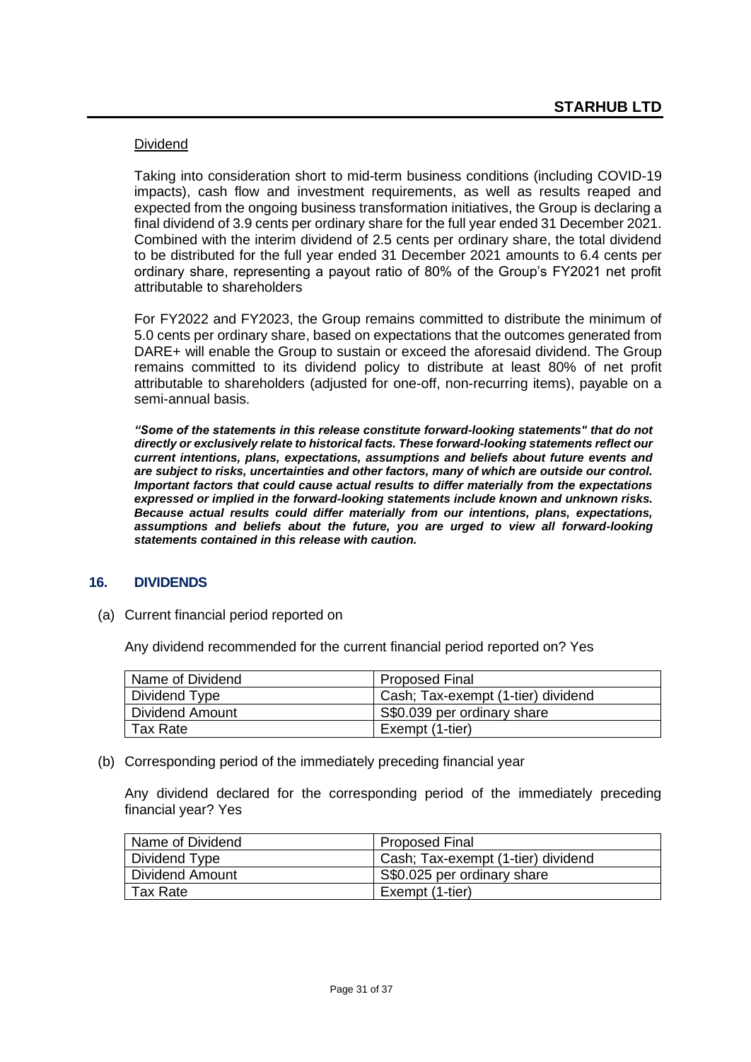<u>Dividend</u>

Taking into consideration short to mid-term business conditions (including COVID-19 impacts), cash flow and investment requirements, as well as results reaped and expected from the ongoing business transformation initiatives, the Group is declaring a final dividend of 3.9 cents per ordinary share for the full year ended 31 December 2021. Combined with the interim dividend of 2.5 cents per ordinary share, the total dividend to be distributed for the full year ended 31 December 2021 amounts to 6.4 cents per ordinary share, representing a payout ratio of 80% of the Group's FY2021 net profit attributable to shareholders

For FY2022 and FY2023, the Group remains committed to distribute the minimum of 5.0 cents per ordinary share, based on expectations that the outcomes generated from DARE+ will enable the Group to sustain or exceed the aforesaid dividend. The Group remains committed to its dividend policy to distribute at least 80% of net profit attributable to shareholders (adjusted for one-off, non-recurring items), payable on a semi-annual basis.

***"Some of the statements in this release constitute forward-looking statements" that do not directly or exclusively relate to historical facts. These forward-looking statements reflect our current intentions, plans, expectations, assumptions and beliefs about future events and are subject to risks, uncertainties and other factors, many of which are outside our control. Important factors that could cause actual results to differ materially from the expectations expressed or implied in the forward-looking statements include known and unknown risks. Because actual results could differ materially from our intentions, plans, expectations, assumptions and beliefs about the future, you are urged to view all forward-looking statements contained in this release with caution.***

## 16. DIVIDENDS

(a) Current financial period reported on

Any dividend recommended for the current financial period reported on? Yes

| Name of Dividend | Proposed Final |
|---|---|
| Dividend Type | Cash; Tax-exempt (1-tier) dividend |
| Dividend Amount | S$0.039 per ordinary share |
| Tax Rate | Exempt (1-tier) |

(b) Corresponding period of the immediately preceding financial year

Any dividend declared for the corresponding period of the immediately preceding financial year? Yes

| Name of Dividend | Proposed Final |
|---|---|
| Dividend Type | Cash; Tax-exempt (1-tier) dividend |
| Dividend Amount | S$0.025 per ordinary share |
| Tax Rate | Exempt (1-tier) |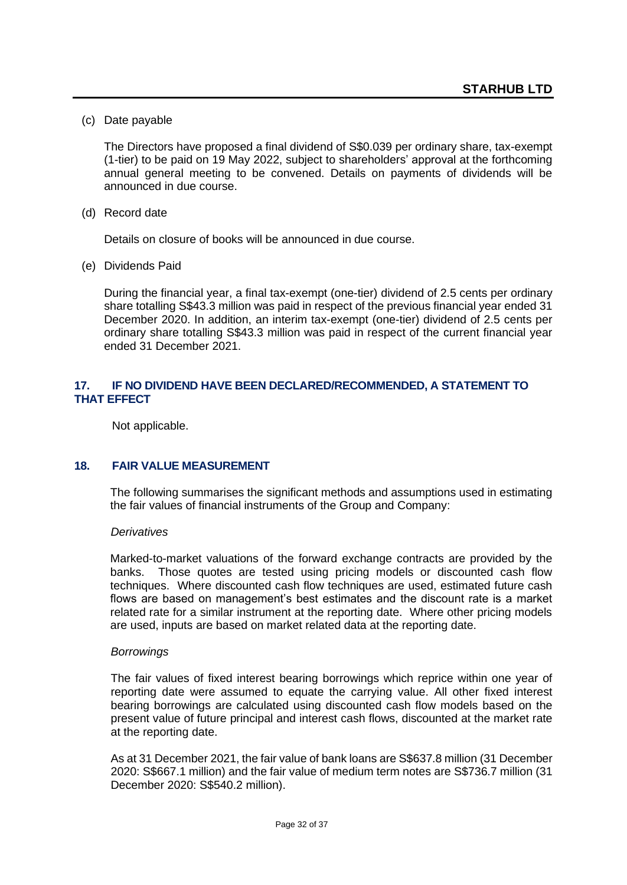(c) Date payable

The Directors have proposed a final dividend of S$0.039 per ordinary share, tax-exempt (1-tier) to be paid on 19 May 2022, subject to shareholders' approval at the forthcoming annual general meeting to be convened. Details on payments of dividends will be announced in due course.

(d) Record date

Details on closure of books will be announced in due course.

(e) Dividends Paid

During the financial year, a final tax-exempt (one-tier) dividend of 2.5 cents per ordinary share totalling S$43.3 million was paid in respect of the previous financial year ended 31 December 2020. In addition, an interim tax-exempt (one-tier) dividend of 2.5 cents per ordinary share totalling S$43.3 million was paid in respect of the current financial year ended 31 December 2021.

## 17. IF NO DIVIDEND HAVE BEEN DECLARED/RECOMMENDED, A STATEMENT TO THAT EFFECT

Not applicable.

## 18. FAIR VALUE MEASUREMENT

The following summarises the significant methods and assumptions used in estimating the fair values of financial instruments of the Group and Company:

*Derivatives*

Marked-to-market valuations of the forward exchange contracts are provided by the banks. Those quotes are tested using pricing models or discounted cash flow techniques. Where discounted cash flow techniques are used, estimated future cash flows are based on management's best estimates and the discount rate is a market related rate for a similar instrument at the reporting date. Where other pricing models are used, inputs are based on market related data at the reporting date.

*Borrowings*

The fair values of fixed interest bearing borrowings which reprice within one year of reporting date were assumed to equate the carrying value. All other fixed interest bearing borrowings are calculated using discounted cash flow models based on the present value of future principal and interest cash flows, discounted at the market rate at the reporting date.

As at 31 December 2021, the fair value of bank loans are S$637.8 million (31 December 2020: S$667.1 million) and the fair value of medium term notes are S$736.7 million (31 December 2020: S$540.2 million).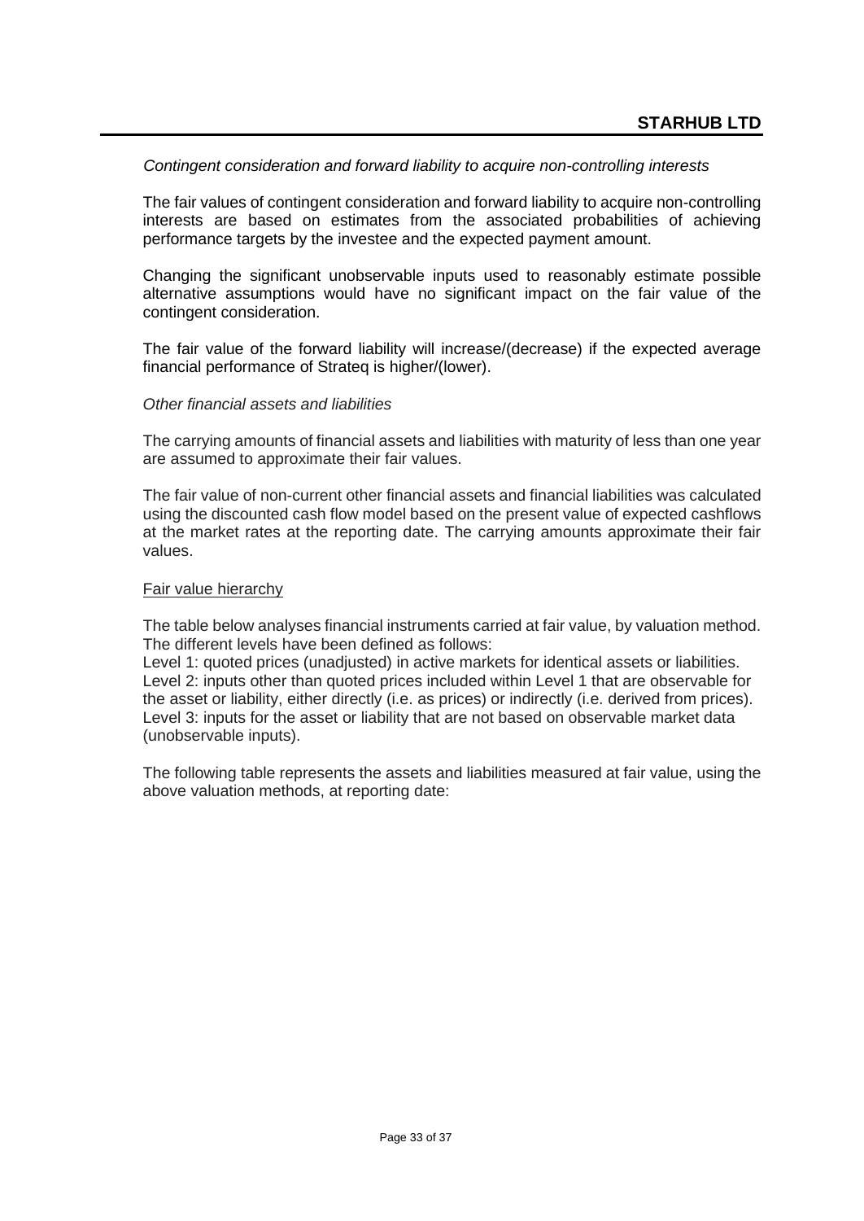*Contingent consideration and forward liability to acquire non-controlling interests*

The fair values of contingent consideration and forward liability to acquire non-controlling interests are based on estimates from the associated probabilities of achieving performance targets by the investee and the expected payment amount.

Changing the significant unobservable inputs used to reasonably estimate possible alternative assumptions would have no significant impact on the fair value of the contingent consideration.

The fair value of the forward liability will increase/(decrease) if the expected average financial performance of Strateq is higher/(lower).

*Other financial assets and liabilities*

The carrying amounts of financial assets and liabilities with maturity of less than one year are assumed to approximate their fair values.

The fair value of non-current other financial assets and financial liabilities was calculated using the discounted cash flow model based on the present value of expected cashflows at the market rates at the reporting date. The carrying amounts approximate their fair values.

Fair value hierarchy

The table below analyses financial instruments carried at fair value, by valuation method. The different levels have been defined as follows:
Level 1: quoted prices (unadjusted) in active markets for identical assets or liabilities.
Level 2: inputs other than quoted prices included within Level 1 that are observable for the asset or liability, either directly (i.e. as prices) or indirectly (i.e. derived from prices).
Level 3: inputs for the asset or liability that are not based on observable market data (unobservable inputs).

The following table represents the assets and liabilities measured at fair value, using the above valuation methods, at reporting date: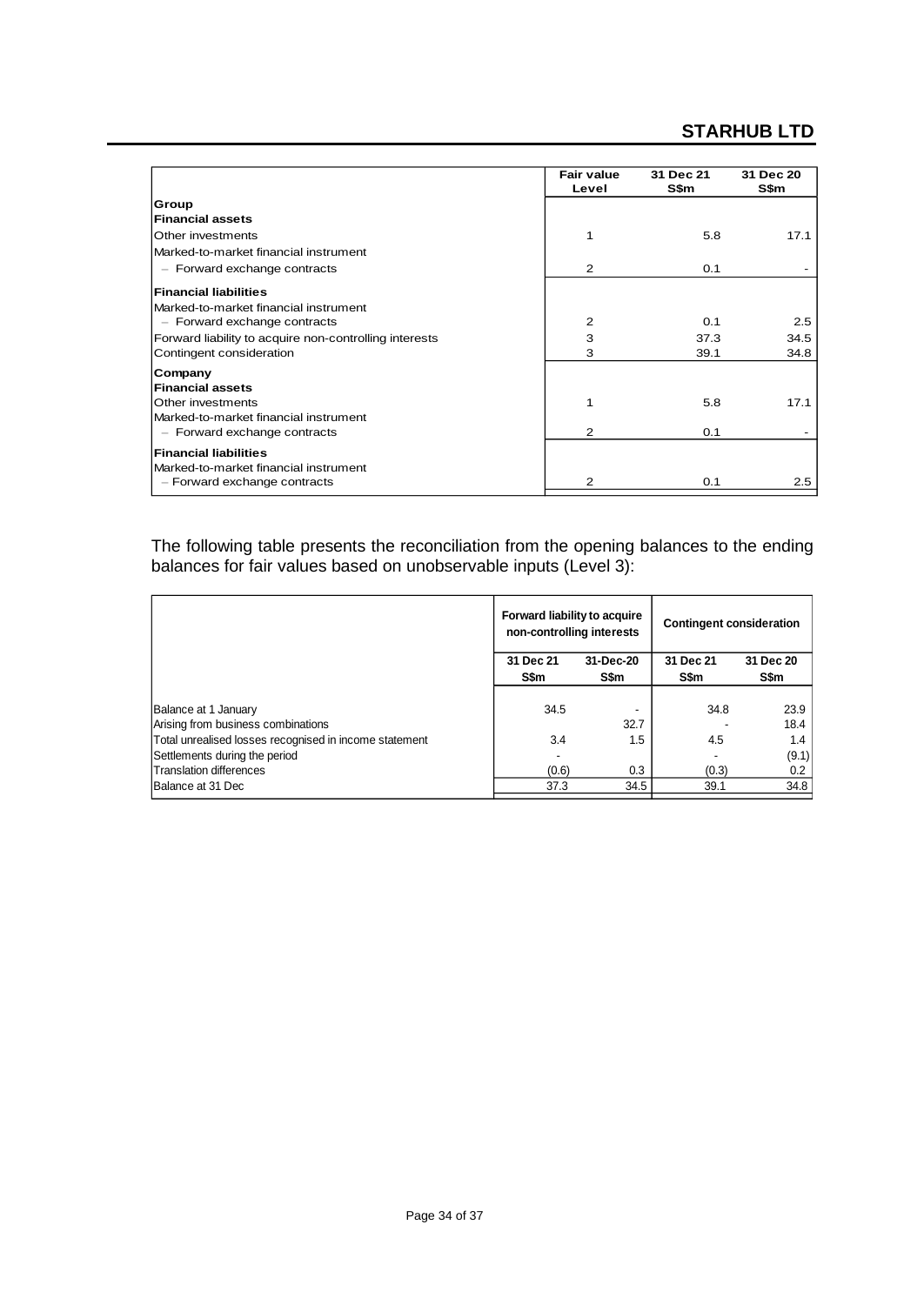| | Fair value Level | 31 Dec 21 S$m | 31 Dec 20 S$m |
|---|---|---|---|
| **Group** | | | |
| **Financial assets** | | | |
| Other investments | 1 | 5.8 | 17.1 |
| Marked-to-market financial instrument | | | |
| – Forward exchange contracts | 2 | 0.1 | - |
| **Financial liabilities** | | | |
| Marked-to-market financial instrument | | | |
| – Forward exchange contracts | 2 | 0.1 | 2.5 |
| Forward liability to acquire non-controlling interests | 3 | 37.3 | 34.5 |
| Contingent consideration | 3 | 39.1 | 34.8 |
| **Company** | | | |
| **Financial assets** | | | |
| Other investments | 1 | 5.8 | 17.1 |
| Marked-to-market financial instrument | | | |
| – Forward exchange contracts | 2 | 0.1 | - |
| **Financial liabilities** | | | |
| Marked-to-market financial instrument | | | |
| – Forward exchange contracts | 2 | 0.1 | 2.5 |

The following table presents the reconciliation from the opening balances to the ending balances for fair values based on unobservable inputs (Level 3):

| | Forward liability to acquire non-controlling interests | | Contingent consideration | |
|---|---|---|---|---|
| | 31 Dec 21 S$m | 31-Dec-20 S$m | 31 Dec 21 S$m | 31 Dec 20 S$m |
| Balance at 1 January | 34.5 | - | 34.8 | 23.9 |
| Arising from business combinations | | 32.7 | - | 18.4 |
| Total unrealised losses recognised in income statement | 3.4 | 1.5 | 4.5 | 1.4 |
| Settlements during the period | - | | - | (9.1) |
| Translation differences | (0.6) | 0.3 | (0.3) | 0.2 |
| Balance at 31 Dec | 37.3 | 34.5 | 39.1 | 34.8 |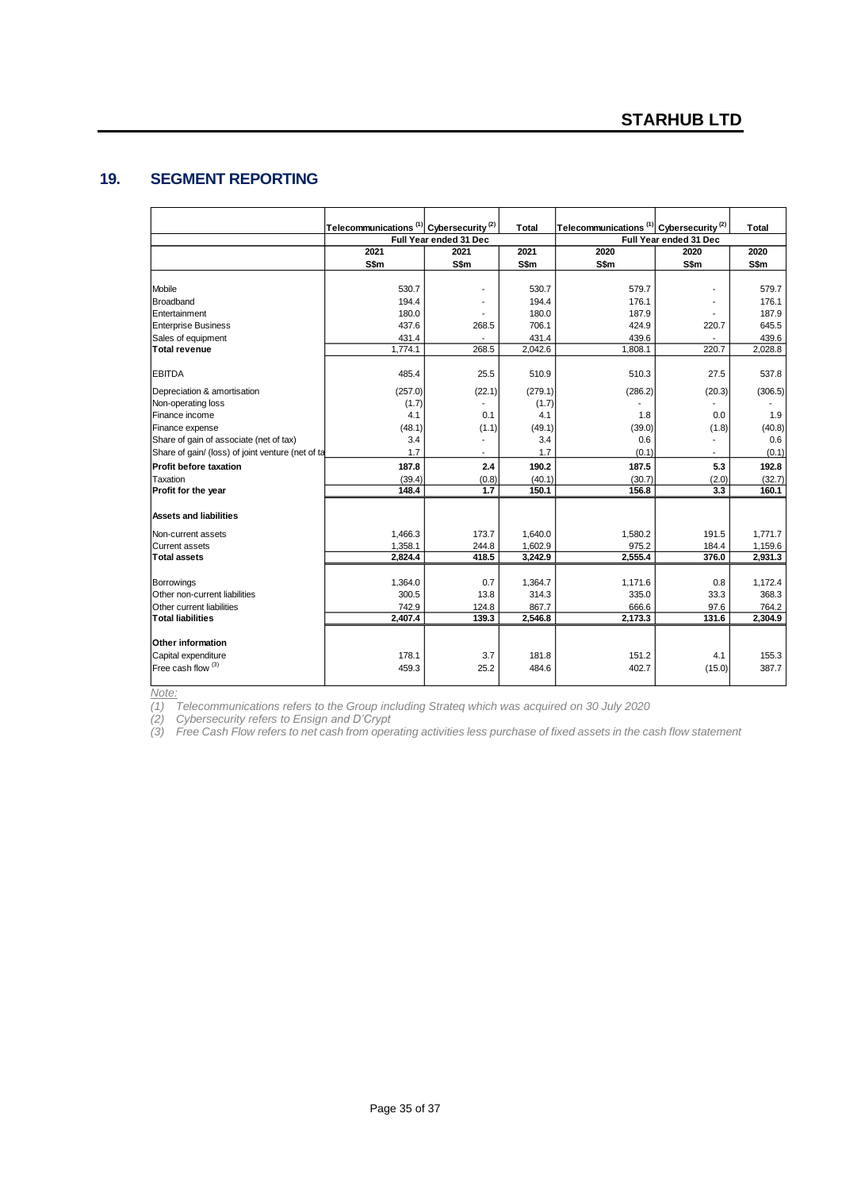## 19. SEGMENT REPORTING

| | Telecommunications [1] | Cybersecurity [2] | Total | Telecommunications [1] | Cybersecurity [2] | Total |
|---|---|---|---|---|---|---|
| | Full Year ended 31 Dec | | | Full Year ended 31 Dec | | |
| | 2021 | 2021 | 2021 | 2020 | 2020 | 2020 |
| | S$m | S$m | S$m | S$m | S$m | S$m |
| Mobile | 530.7 | - | 530.7 | 579.7 | - | 579.7 |
| Broadband | 194.4 | - | 194.4 | 176.1 | - | 176.1 |
| Entertainment | 180.0 | - | 180.0 | 187.9 | - | 187.9 |
| Enterprise Business | 437.6 | 268.5 | 706.1 | 424.9 | 220.7 | 645.5 |
| Sales of equipment | 431.4 | - | 431.4 | 439.6 | - | 439.6 |
| **Total revenue** | 1,774.1 | 268.5 | 2,042.6 | 1,808.1 | 220.7 | 2,028.8 |
| EBITDA | 485.4 | 25.5 | 510.9 | 510.3 | 27.5 | 537.8 |
| Depreciation & amortisation | (257.0) | (22.1) | (279.1) | (286.2) | (20.3) | (306.5) |
| Non-operating loss | (1.7) | - | (1.7) | - | - | - |
| Finance income | 4.1 | 0.1 | 4.1 | 1.8 | 0.0 | 1.9 |
| Finance expense | (48.1) | (1.1) | (49.1) | (39.0) | (1.8) | (40.8) |
| Share of gain of associate (net of tax) | 3.4 | - | 3.4 | 0.6 | - | 0.6 |
| Share of gain/ (loss) of joint venture (net of ta | 1.7 | - | 1.7 | (0.1) | - | (0.1) |
| **Profit before taxation** | **187.8** | **2.4** | **190.2** | **187.5** | **5.3** | **192.8** |
| Taxation | (39.4) | (0.8) | (40.1) | (30.7) | (2.0) | (32.7) |
| **Profit for the year** | **148.4** | **1.7** | **150.1** | **156.8** | **3.3** | **160.1** |
| **Assets and liabilities** | | | | | | |
| Non-current assets | 1,466.3 | 173.7 | 1,640.0 | 1,580.2 | 191.5 | 1,771.7 |
| Current assets | 1,358.1 | 244.8 | 1,602.9 | 975.2 | 184.4 | 1,159.6 |
| **Total assets** | **2,824.4** | **418.5** | **3,242.9** | **2,555.4** | **376.0** | **2,931.3** |
| Borrowings | 1,364.0 | 0.7 | 1,364.7 | 1,171.6 | 0.8 | 1,172.4 |
| Other non-current liabilities | 300.5 | 13.8 | 314.3 | 335.0 | 33.3 | 368.3 |
| Other current liabilities | 742.9 | 124.8 | 867.7 | 666.6 | 97.6 | 764.2 |
| **Total liabilities** | **2,407.4** | **139.3** | **2,546.8** | **2,173.3** | **131.6** | **2,304.9** |
| **Other information** | | | | | | |
| Capital expenditure | 178.1 | 3.7 | 181.8 | 151.2 | 4.1 | 155.3 |
| Free cash flow [3] | 459.3 | 25.2 | 484.6 | 402.7 | (15.0) | 387.7 |

*Note:*

*(1) Telecommunications refers to the Group including Strateq which was acquired on 30 July 2020*

*(2) Cybersecurity refers to Ensign and D'Crypt*

*(3) Free Cash Flow refers to net cash from operating activities less purchase of fixed assets in the cash flow statement*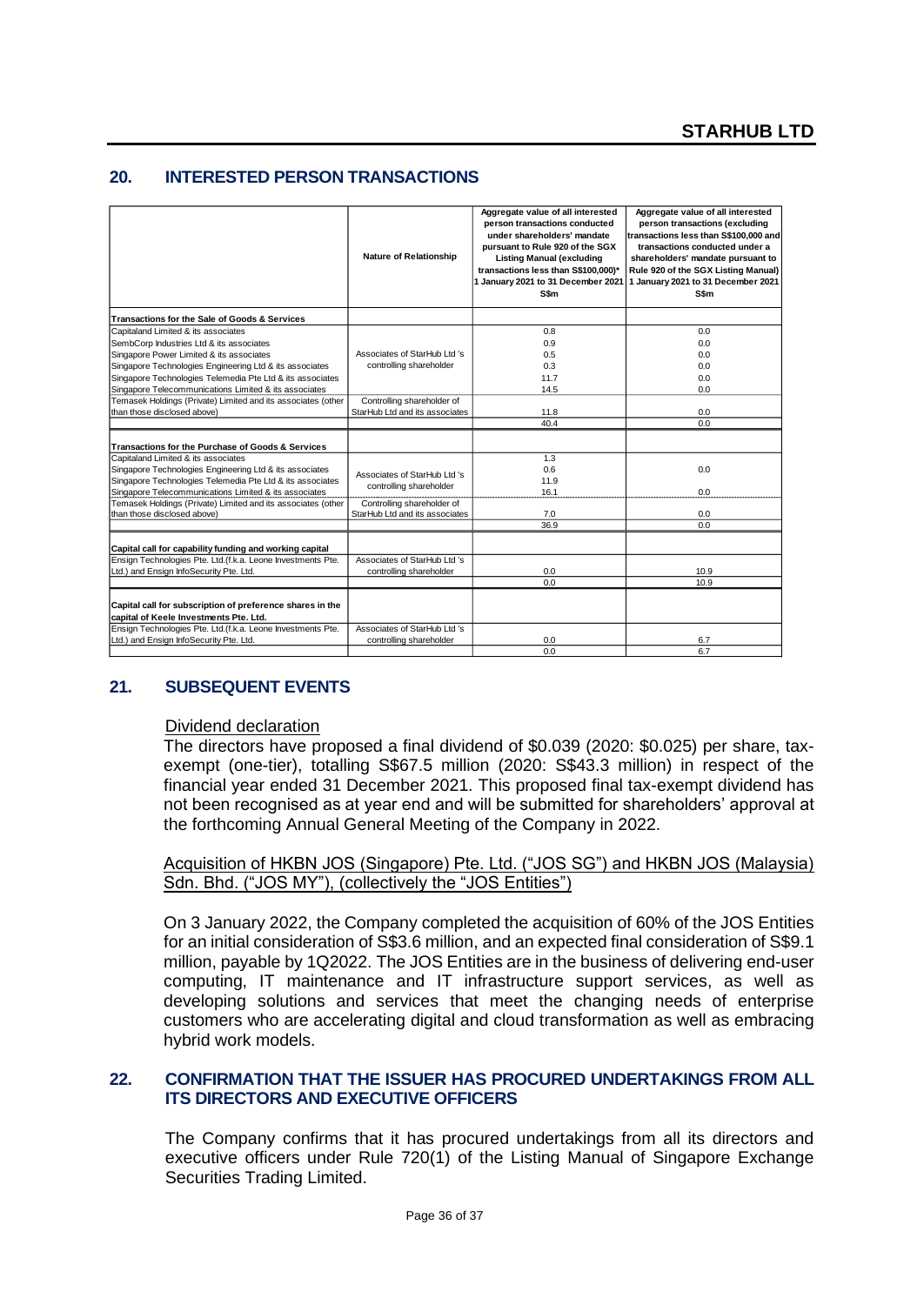## 20. INTERESTED PERSON TRANSACTIONS

| | Nature of Relationship | Aggregate value of all interested person transactions conducted under shareholders' mandate pursuant to Rule 920 of the SGX Listing Manual (excluding transactions less than S$100,000)* 1 January 2021 to 31 December 2021 S$m | Aggregate value of all interested person transactions (excluding transactions less than S$100,000 and transactions conducted under a shareholders' mandate pursuant to Rule 920 of the SGX Listing Manual) 1 January 2021 to 31 December 2021 S$m |
|---|---|---|---|
| **Transactions for the Sale of Goods & Services** | | | |
| Capitaland Limited & its associates | Associates of StarHub Ltd 's controlling shareholder | 0.8 | 0.0 |
| SembCorp Industries Ltd & its associates | | 0.9 | 0.0 |
| Singapore Power Limited & its associates | | 0.5 | 0.0 |
| Singapore Technologies Engineering Ltd & its associates | | 0.3 | 0.0 |
| Singapore Technologies Telemedia Pte Ltd & its associates | | 11.7 | 0.0 |
| Singapore Telecommunications Limited & its associates | | 14.5 | 0.0 |
| Temasek Holdings (Private) Limited and its associates (other than those disclosed above) | Controlling shareholder of StarHub Ltd and its associates | 11.8 | 0.0 |
| | | 40.4 | 0.0 |
| **Transactions for the Purchase of Goods & Services** | | | |
| Capitaland Limited & its associates | Associates of StarHub Ltd 's controlling shareholder | 1.3 | |
| Singapore Technologies Engineering Ltd & its associates | | 0.6 | 0.0 |
| Singapore Technologies Telemedia Pte Ltd & its associates | | 11.9 | |
| Singapore Telecommunications Limited & its associates | | 16.1 | 0.0 |
| Temasek Holdings (Private) Limited and its associates (other than those disclosed above) | Controlling shareholder of StarHub Ltd and its associates | 7.0 | 0.0 |
| | | 36.9 | 0.0 |
| **Capital call for capability funding and working capital** | | | |
| Ensign Technologies Pte. Ltd.(f.k.a. Leone Investments Pte. Ltd.) and Ensign InfoSecurity Pte. Ltd. | Associates of StarHub Ltd 's controlling shareholder | 0.0 | 10.9 |
| | | 0.0 | 10.9 |
| **Capital call for subscription of preference shares in the capital of Keele Investments Pte. Ltd.** | | | |
| Ensign Technologies Pte. Ltd.(f.k.a. Leone Investments Pte. Ltd.) and Ensign InfoSecurity Pte. Ltd. | Associates of StarHub Ltd 's controlling shareholder | 0.0 | 6.7 |
| | | 0.0 | 6.7 |

## 21. SUBSEQUENT EVENTS

Dividend declaration

The directors have proposed a final dividend of $0.039 (2020: $0.025) per share, tax-exempt (one-tier), totalling S$67.5 million (2020: S$43.3 million) in respect of the financial year ended 31 December 2021. This proposed final tax-exempt dividend has not been recognised as at year end and will be submitted for shareholders' approval at the forthcoming Annual General Meeting of the Company in 2022.

Acquisition of HKBN JOS (Singapore) Pte. Ltd. ("JOS SG") and HKBN JOS (Malaysia) Sdn. Bhd. ("JOS MY"), (collectively the "JOS Entities")

On 3 January 2022, the Company completed the acquisition of 60% of the JOS Entities for an initial consideration of S$3.6 million, and an expected final consideration of S$9.1 million, payable by 1Q2022. The JOS Entities are in the business of delivering end-user computing, IT maintenance and IT infrastructure support services, as well as developing solutions and services that meet the changing needs of enterprise customers who are accelerating digital and cloud transformation as well as embracing hybrid work models.

## 22. CONFIRMATION THAT THE ISSUER HAS PROCURED UNDERTAKINGS FROM ALL ITS DIRECTORS AND EXECUTIVE OFFICERS

The Company confirms that it has procured undertakings from all its directors and executive officers under Rule 720(1) of the Listing Manual of Singapore Exchange Securities Trading Limited.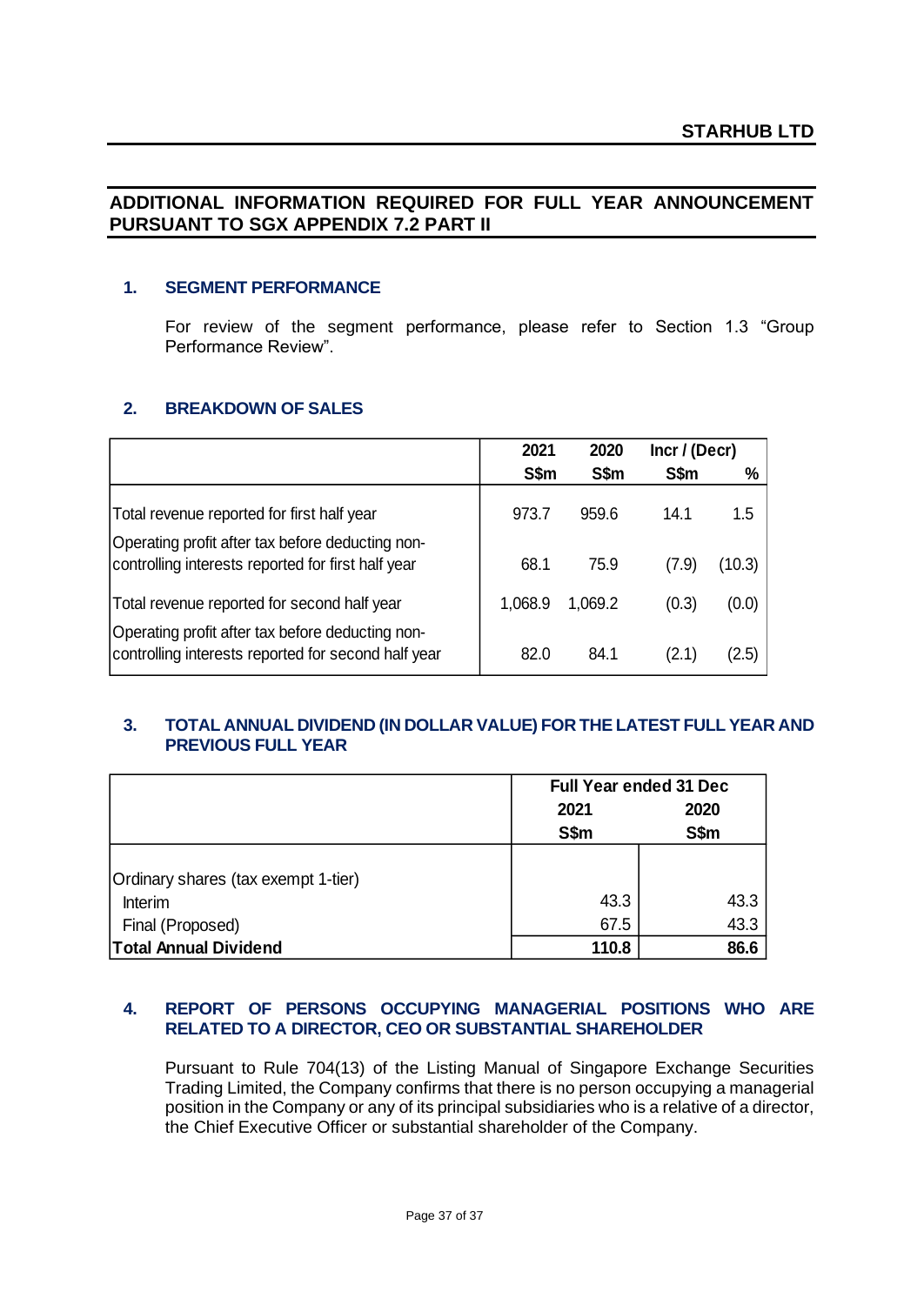## ADDITIONAL INFORMATION REQUIRED FOR FULL YEAR ANNOUNCEMENT PURSUANT TO SGX APPENDIX 7.2 PART II

### 1. SEGMENT PERFORMANCE

For review of the segment performance, please refer to Section 1.3 "Group Performance Review".

### 2. BREAKDOWN OF SALES

| | 2021 S$m | 2020 S$m | Incr / (Decr) S$m | % |
|---|---|---|---|---|
| Total revenue reported for first half year | 973.7 | 959.6 | 14.1 | 1.5 |
| Operating profit after tax before deducting non-controlling interests reported for first half year | 68.1 | 75.9 | (7.9) | (10.3) |
| Total revenue reported for second half year | 1,068.9 | 1,069.2 | (0.3) | (0.0) |
| Operating profit after tax before deducting non-controlling interests reported for second half year | 82.0 | 84.1 | (2.1) | (2.5) |

### 3. TOTAL ANNUAL DIVIDEND (IN DOLLAR VALUE) FOR THE LATEST FULL YEAR AND PREVIOUS FULL YEAR

| | Full Year ended 31 Dec | |
|---|---|---|
| | 2021 S$m | 2020 S$m |
| Ordinary shares (tax exempt 1-tier) | | |
| Interim | 43.3 | 43.3 |
| Final (Proposed) | 67.5 | 43.3 |
| **Total Annual Dividend** | **110.8** | **86.6** |

### 4. REPORT OF PERSONS OCCUPYING MANAGERIAL POSITIONS WHO ARE RELATED TO A DIRECTOR, CEO OR SUBSTANTIAL SHAREHOLDER

Pursuant to Rule 704(13) of the Listing Manual of Singapore Exchange Securities Trading Limited, the Company confirms that there is no person occupying a managerial position in the Company or any of its principal subsidiaries who is a relative of a director, the Chief Executive Officer or substantial shareholder of the Company.